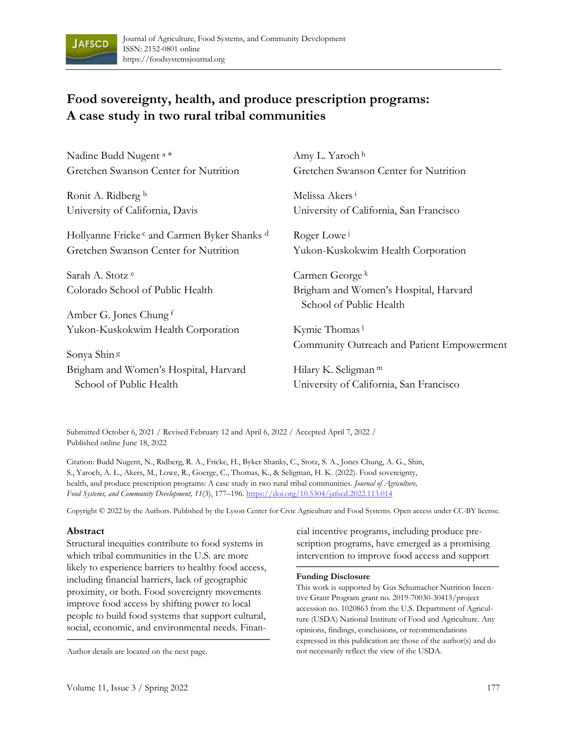# Food sovereignty, health, and produce prescription programs: A case study in two rural tribal communities

Nadine Budd Nugent [a] *
Gretchen Swanson Center for Nutrition

Ronit A. Ridberg [b]
University of California, Davis

Hollyanne Fricke [c] and Carmen Byker Shanks [d]
Gretchen Swanson Center for Nutrition

Sarah A. Stotz [e]
Colorado School of Public Health

Amber G. Jones Chung [f]
Yukon-Kuskokwim Health Corporation

Sonya Shin [g]
Brigham and Women's Hospital, Harvard School of Public Health

Amy L. Yaroch [h]
Gretchen Swanson Center for Nutrition

Melissa Akers [i]
University of California, San Francisco

Roger Lowe [j]
Yukon-Kuskokwim Health Corporation

Carmen George [k]
Brigham and Women's Hospital, Harvard School of Public Health

Kymie Thomas [l]
Community Outreach and Patient Empowerment

Hilary K. Seligman [m]
University of California, San Francisco

Submitted October 6, 2021 / Revised February 12 and April 6, 2022 / Accepted April 7, 2022 / Published online June 18, 2022

Citation: Budd Nugent, N., Ridberg, R. A., Fricke, H., Byker Shanks, C., Stotz, S. A., Jones Chung, A. G., Shin, S., Yaroch, A. L., Akers, M., Lowe, R., Goerge, C., Thomas, K., & Seligman, H. K. (2022). Food sovereignty, health, and produce prescription programs: A case study in two rural tribal communities. *Journal of Agriculture, Food Systems, and Community Development, 11*(3), 177–196. https://doi.org/10.5304/jafscd.2022.113.014

Copyright © 2022 by the Authors. Published by the Lyson Center for Civic Agriculture and Food Systems. Open access under CC-BY license.

## Abstract

Structural inequities contribute to food systems in which tribal communities in the U.S. are more likely to experience barriers to healthy food access, including financial barriers, lack of geographic proximity, or both. Food sovereignty movements improve food access by shifting power to local people to build food systems that support cultural, social, economic, and environmental needs. Financial incentive programs, including produce prescription programs, have emerged as a promising intervention to improve food access and support

Author details are located on the next page.

**Funding Disclosure**

This work is supported by Gus Schumacher Nutrition Incentive Grant Program grant no. 2019-70030-30415/project accession no. 1020863 from the U.S. Department of Agriculture (USDA) National Institute of Food and Agriculture. Any opinions, findings, conclusions, or recommendations expressed in this publication are those of the author(s) and do not necessarily reflect the view of the USDA.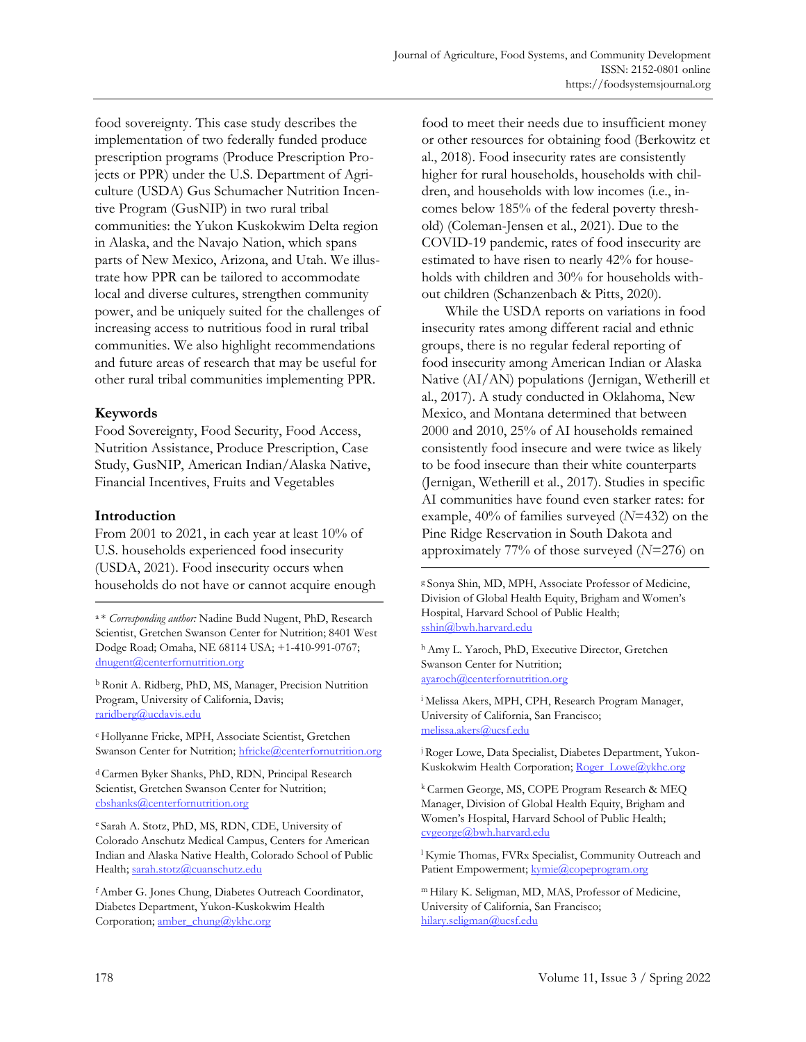food sovereignty. This case study describes the implementation of two federally funded produce prescription programs (Produce Prescription Projects or PPR) under the U.S. Department of Agriculture (USDA) Gus Schumacher Nutrition Incentive Program (GusNIP) in two rural tribal communities: the Yukon Kuskokwim Delta region in Alaska, and the Navajo Nation, which spans parts of New Mexico, Arizona, and Utah. We illustrate how PPR can be tailored to accommodate local and diverse cultures, strengthen community power, and be uniquely suited for the challenges of increasing access to nutritious food in rural tribal communities. We also highlight recommendations and future areas of research that may be useful for other rural tribal communities implementing PPR.

## Keywords

Food Sovereignty, Food Security, Food Access, Nutrition Assistance, Produce Prescription, Case Study, GusNIP, American Indian/Alaska Native, Financial Incentives, Fruits and Vegetables

## Introduction

From 2001 to 2021, in each year at least 10% of U.S. households experienced food insecurity (USDA, 2021). Food insecurity occurs when households do not have or cannot acquire enough food to meet their needs due to insufficient money or other resources for obtaining food (Berkowitz et al., 2018). Food insecurity rates are consistently higher for rural households, households with children, and households with low incomes (i.e., incomes below 185% of the federal poverty threshold) (Coleman-Jensen et al., 2021). Due to the COVID-19 pandemic, rates of food insecurity are estimated to have risen to nearly 42% for households with children and 30% for households without children (Schanzenbach & Pitts, 2020).

While the USDA reports on variations in food insecurity rates among different racial and ethnic groups, there is no regular federal reporting of food insecurity among American Indian or Alaska Native (AI/AN) populations (Jernigan, Wetherill et al., 2017). A study conducted in Oklahoma, New Mexico, and Montana determined that between 2000 and 2010, 25% of AI households remained consistently food insecure and were twice as likely to be food insecure than their white counterparts (Jernigan, Wetherill et al., 2017). Studies in specific AI communities have found even starker rates: for example, 40% of families surveyed ($N$=432) on the Pine Ridge Reservation in South Dakota and approximately 77% of those surveyed ($N$=276) on

---

[a] * *Corresponding author:* Nadine Budd Nugent, PhD, Research Scientist, Gretchen Swanson Center for Nutrition; 8401 West Dodge Road; Omaha, NE 68114 USA; +1-410-991-0767; dnugent@centerfornutrition.org

[b] Ronit A. Ridberg, PhD, MS, Manager, Precision Nutrition Program, University of California, Davis; raridberg@ucdavis.edu

[c] Hollyanne Fricke, MPH, Associate Scientist, Gretchen Swanson Center for Nutrition; hfricke@centerfornutrition.org

[d] Carmen Byker Shanks, PhD, RDN, Principal Research Scientist, Gretchen Swanson Center for Nutrition; cbshanks@centerfornutrition.org

[e] Sarah A. Stotz, PhD, MS, RDN, CDE, University of Colorado Anschutz Medical Campus, Centers for American Indian and Alaska Native Health, Colorado School of Public Health; sarah.stotz@cuanschutz.edu

[f] Amber G. Jones Chung, Diabetes Outreach Coordinator, Diabetes Department, Yukon-Kuskokwim Health Corporation; amber_chung@ykhc.org

[g] Sonya Shin, MD, MPH, Associate Professor of Medicine, Division of Global Health Equity, Brigham and Women's Hospital, Harvard School of Public Health; sshin@bwh.harvard.edu

[h] Amy L. Yaroch, PhD, Executive Director, Gretchen Swanson Center for Nutrition; ayaroch@centerfornutrition.org

[i] Melissa Akers, MPH, CPH, Research Program Manager, University of California, San Francisco; melissa.akers@ucsf.edu

[j] Roger Lowe, Data Specialist, Diabetes Department, Yukon-Kuskokwim Health Corporation; Roger_Lowe@ykhc.org

[k] Carmen George, MS, COPE Program Research & MEQ Manager, Division of Global Health Equity, Brigham and Women's Hospital, Harvard School of Public Health; cvgeorge@bwh.harvard.edu

[l] Kymie Thomas, FVRx Specialist, Community Outreach and Patient Empowerment; kymie@copeprogram.org

[m] Hilary K. Seligman, MD, MAS, Professor of Medicine, University of California, San Francisco; hilary.seligman@ucsf.edu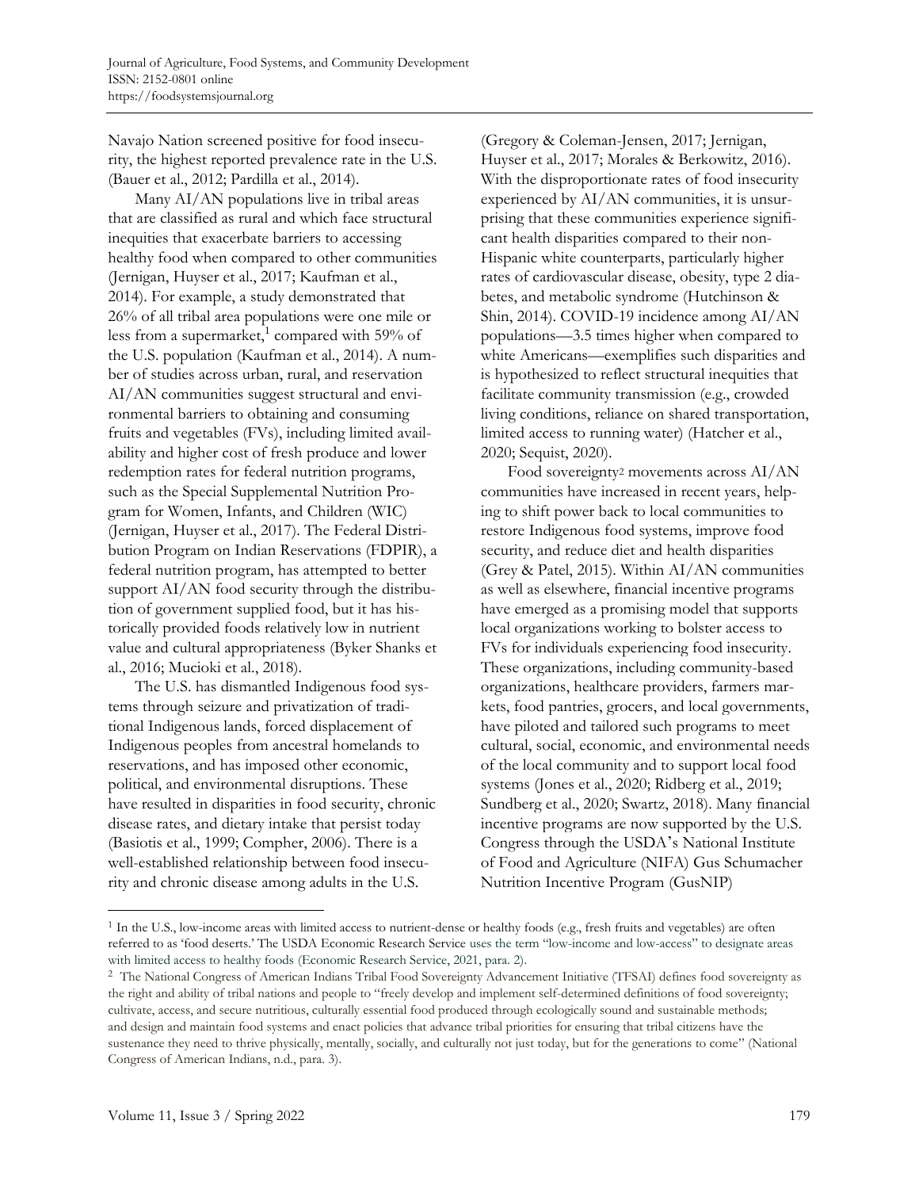Navajo Nation screened positive for food insecurity, the highest reported prevalence rate in the U.S. (Bauer et al., 2012; Pardilla et al., 2014).

Many AI/AN populations live in tribal areas that are classified as rural and which face structural inequities that exacerbate barriers to accessing healthy food when compared to other communities (Jernigan, Huyser et al., 2017; Kaufman et al., 2014). For example, a study demonstrated that 26% of all tribal area populations were one mile or less from a supermarket,[1] compared with 59% of the U.S. population (Kaufman et al., 2014). A number of studies across urban, rural, and reservation AI/AN communities suggest structural and environmental barriers to obtaining and consuming fruits and vegetables (FVs), including limited availability and higher cost of fresh produce and lower redemption rates for federal nutrition programs, such as the Special Supplemental Nutrition Program for Women, Infants, and Children (WIC) (Jernigan, Huyser et al., 2017). The Federal Distribution Program on Indian Reservations (FDPIR), a federal nutrition program, has attempted to better support AI/AN food security through the distribution of government supplied food, but it has historically provided foods relatively low in nutrient value and cultural appropriateness (Byker Shanks et al., 2016; Mucioki et al., 2018).

The U.S. has dismantled Indigenous food systems through seizure and privatization of traditional Indigenous lands, forced displacement of Indigenous peoples from ancestral homelands to reservations, and has imposed other economic, political, and environmental disruptions. These have resulted in disparities in food security, chronic disease rates, and dietary intake that persist today (Basiotis et al., 1999; Compher, 2006). There is a well-established relationship between food insecurity and chronic disease among adults in the U.S. (Gregory & Coleman-Jensen, 2017; Jernigan, Huyser et al., 2017; Morales & Berkowitz, 2016). With the disproportionate rates of food insecurity experienced by AI/AN communities, it is unsurprising that these communities experience significant health disparities compared to their non-Hispanic white counterparts, particularly higher rates of cardiovascular disease, obesity, type 2 diabetes, and metabolic syndrome (Hutchinson & Shin, 2014). COVID-19 incidence among AI/AN populations—3.5 times higher when compared to white Americans—exemplifies such disparities and is hypothesized to reflect structural inequities that facilitate community transmission (e.g., crowded living conditions, reliance on shared transportation, limited access to running water) (Hatcher et al., 2020; Sequist, 2020).

Food sovereignty[2] movements across AI/AN communities have increased in recent years, helping to shift power back to local communities to restore Indigenous food systems, improve food security, and reduce diet and health disparities (Grey & Patel, 2015). Within AI/AN communities as well as elsewhere, financial incentive programs have emerged as a promising model that supports local organizations working to bolster access to FVs for individuals experiencing food insecurity. These organizations, including community-based organizations, healthcare providers, farmers markets, food pantries, grocers, and local governments, have piloted and tailored such programs to meet cultural, social, economic, and environmental needs of the local community and to support local food systems (Jones et al., 2020; Ridberg et al., 2019; Sundberg et al., 2020; Swartz, 2018). Many financial incentive programs are now supported by the U.S. Congress through the USDA's National Institute of Food and Agriculture (NIFA) Gus Schumacher Nutrition Incentive Program (GusNIP)

---

[1] In the U.S., low-income areas with limited access to nutrient-dense or healthy foods (e.g., fresh fruits and vegetables) are often referred to as 'food deserts.' The USDA Economic Research Service uses the term "low-income and low-access" to designate areas with limited access to healthy foods (Economic Research Service, 2021, para. 2).

[2] The National Congress of American Indians Tribal Food Sovereignty Advancement Initiative (TFSAI) defines food sovereignty as the right and ability of tribal nations and people to "freely develop and implement self-determined definitions of food sovereignty; cultivate, access, and secure nutritious, culturally essential food produced through ecologically sound and sustainable methods; and design and maintain food systems and enact policies that advance tribal priorities for ensuring that tribal citizens have the sustenance they need to thrive physically, mentally, socially, and culturally not just today, but for the generations to come" (National Congress of American Indians, n.d., para. 3).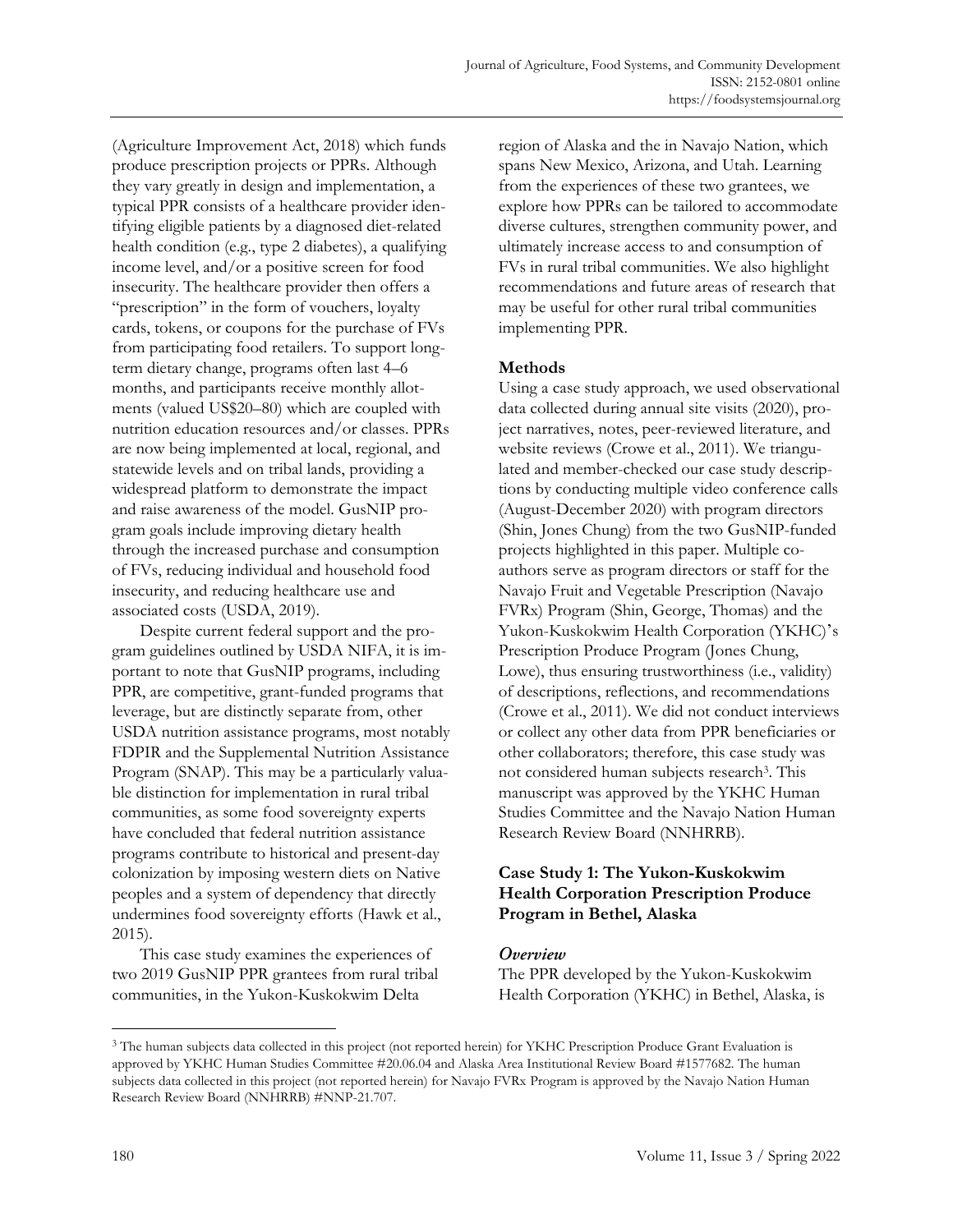(Agriculture Improvement Act, 2018) which funds produce prescription projects or PPRs. Although they vary greatly in design and implementation, a typical PPR consists of a healthcare provider identifying eligible patients by a diagnosed diet-related health condition (e.g., type 2 diabetes), a qualifying income level, and/or a positive screen for food insecurity. The healthcare provider then offers a "prescription" in the form of vouchers, loyalty cards, tokens, or coupons for the purchase of FVs from participating food retailers. To support long-term dietary change, programs often last 4–6 months, and participants receive monthly allotments (valued US$20–80) which are coupled with nutrition education resources and/or classes. PPRs are now being implemented at local, regional, and statewide levels and on tribal lands, providing a widespread platform to demonstrate the impact and raise awareness of the model. GusNIP program goals include improving dietary health through the increased purchase and consumption of FVs, reducing individual and household food insecurity, and reducing healthcare use and associated costs (USDA, 2019).

Despite current federal support and the program guidelines outlined by USDA NIFA, it is important to note that GusNIP programs, including PPR, are competitive, grant-funded programs that leverage, but are distinctly separate from, other USDA nutrition assistance programs, most notably FDPIR and the Supplemental Nutrition Assistance Program (SNAP). This may be a particularly valuable distinction for implementation in rural tribal communities, as some food sovereignty experts have concluded that federal nutrition assistance programs contribute to historical and present-day colonization by imposing western diets on Native peoples and a system of dependency that directly undermines food sovereignty efforts (Hawk et al., 2015).

This case study examines the experiences of two 2019 GusNIP PPR grantees from rural tribal communities, in the Yukon-Kuskokwim Delta region of Alaska and the in Navajo Nation, which spans New Mexico, Arizona, and Utah. Learning from the experiences of these two grantees, we explore how PPRs can be tailored to accommodate diverse cultures, strengthen community power, and ultimately increase access to and consumption of FVs in rural tribal communities. We also highlight recommendations and future areas of research that may be useful for other rural tribal communities implementing PPR.

## Methods

Using a case study approach, we used observational data collected during annual site visits (2020), project narratives, notes, peer-reviewed literature, and website reviews (Crowe et al., 2011). We triangulated and member-checked our case study descriptions by conducting multiple video conference calls (August-December 2020) with program directors (Shin, Jones Chung) from the two GusNIP-funded projects highlighted in this paper. Multiple co-authors serve as program directors or staff for the Navajo Fruit and Vegetable Prescription (Navajo FVRx) Program (Shin, George, Thomas) and the Yukon-Kuskokwim Health Corporation (YKHC)'s Prescription Produce Program (Jones Chung, Lowe), thus ensuring trustworthiness (i.e., validity) of descriptions, reflections, and recommendations (Crowe et al., 2011). We did not conduct interviews or collect any other data from PPR beneficiaries or other collaborators; therefore, this case study was not considered human subjects research[3]. This manuscript was approved by the YKHC Human Studies Committee and the Navajo Nation Human Research Review Board (NNHRRB).

## Case Study 1: The Yukon-Kuskokwim Health Corporation Prescription Produce Program in Bethel, Alaska

### *Overview*

The PPR developed by the Yukon-Kuskokwim Health Corporation (YKHC) in Bethel, Alaska, is

---

[3] The human subjects data collected in this project (not reported herein) for YKHC Prescription Produce Grant Evaluation is approved by YKHC Human Studies Committee #20.06.04 and Alaska Area Institutional Review Board #1577682. The human subjects data collected in this project (not reported herein) for Navajo FVRx Program is approved by the Navajo Nation Human Research Review Board (NNHRRB) #NNP-21.707.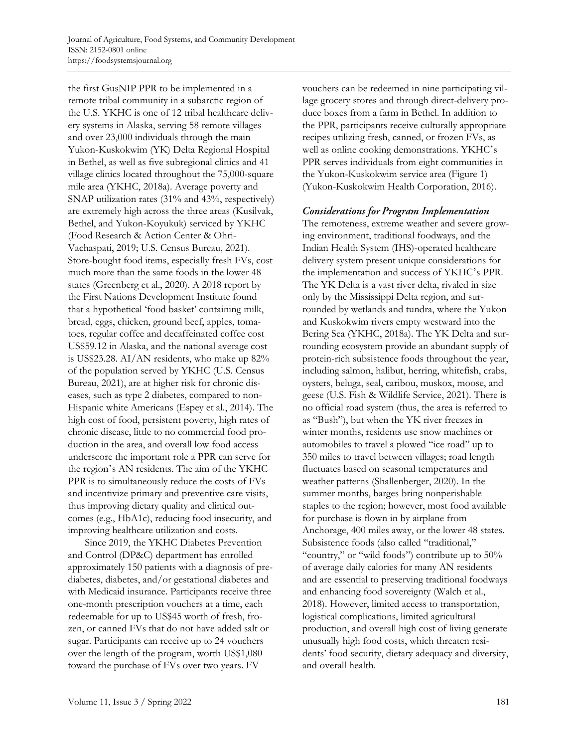the first GusNIP PPR to be implemented in a remote tribal community in a subarctic region of the U.S. YKHC is one of 12 tribal healthcare delivery systems in Alaska, serving 58 remote villages and over 23,000 individuals through the main Yukon-Kuskokwim (YK) Delta Regional Hospital in Bethel, as well as five subregional clinics and 41 village clinics located throughout the 75,000-square mile area (YKHC, 2018a). Average poverty and SNAP utilization rates (31% and 43%, respectively) are extremely high across the three areas (Kusilvak, Bethel, and Yukon-Koyukuk) serviced by YKHC (Food Research & Action Center & Ohri-Vachaspati, 2019; U.S. Census Bureau, 2021). Store-bought food items, especially fresh FVs, cost much more than the same foods in the lower 48 states (Greenberg et al., 2020). A 2018 report by the First Nations Development Institute found that a hypothetical 'food basket' containing milk, bread, eggs, chicken, ground beef, apples, tomatoes, regular coffee and decaffeinated coffee cost US$59.12 in Alaska, and the national average cost is US$23.28. AI/AN residents, who make up 82% of the population served by YKHC (U.S. Census Bureau, 2021), are at higher risk for chronic diseases, such as type 2 diabetes, compared to non-Hispanic white Americans (Espey et al., 2014). The high cost of food, persistent poverty, high rates of chronic disease, little to no commercial food production in the area, and overall low food access underscore the important role a PPR can serve for the region's AN residents. The aim of the YKHC PPR is to simultaneously reduce the costs of FVs and incentivize primary and preventive care visits, thus improving dietary quality and clinical outcomes (e.g., HbA1c), reducing food insecurity, and improving healthcare utilization and costs.

Since 2019, the YKHC Diabetes Prevention and Control (DP&C) department has enrolled approximately 150 patients with a diagnosis of prediabetes, diabetes, and/or gestational diabetes and with Medicaid insurance. Participants receive three one-month prescription vouchers at a time, each redeemable for up to US$45 worth of fresh, frozen, or canned FVs that do not have added salt or sugar. Participants can receive up to 24 vouchers over the length of the program, worth US$1,080 toward the purchase of FVs over two years. FV vouchers can be redeemed in nine participating village grocery stores and through direct-delivery produce boxes from a farm in Bethel. In addition to the PPR, participants receive culturally appropriate recipes utilizing fresh, canned, or frozen FVs, as well as online cooking demonstrations. YKHC's PPR serves individuals from eight communities in the Yukon-Kuskokwim service area (Figure 1) (Yukon-Kuskokwim Health Corporation, 2016).

### *Considerations for Program Implementation*

The remoteness, extreme weather and severe growing environment, traditional foodways, and the Indian Health System (IHS)-operated healthcare delivery system present unique considerations for the implementation and success of YKHC's PPR. The YK Delta is a vast river delta, rivaled in size only by the Mississippi Delta region, and surrounded by wetlands and tundra, where the Yukon and Kuskokwim rivers empty westward into the Bering Sea (YKHC, 2018a). The YK Delta and surrounding ecosystem provide an abundant supply of protein-rich subsistence foods throughout the year, including salmon, halibut, herring, whitefish, crabs, oysters, beluga, seal, caribou, muskox, moose, and geese (U.S. Fish & Wildlife Service, 2021). There is no official road system (thus, the area is referred to as "Bush"), but when the YK river freezes in winter months, residents use snow machines or automobiles to travel a plowed "ice road" up to 350 miles to travel between villages; road length fluctuates based on seasonal temperatures and weather patterns (Shallenberger, 2020). In the summer months, barges bring nonperishable staples to the region; however, most food available for purchase is flown in by airplane from Anchorage, 400 miles away, or the lower 48 states. Subsistence foods (also called "traditional," "country," or "wild foods") contribute up to 50% of average daily calories for many AN residents and are essential to preserving traditional foodways and enhancing food sovereignty (Walch et al., 2018). However, limited access to transportation, logistical complications, limited agricultural production, and overall high cost of living generate unusually high food costs, which threaten residents' food security, dietary adequacy and diversity, and overall health.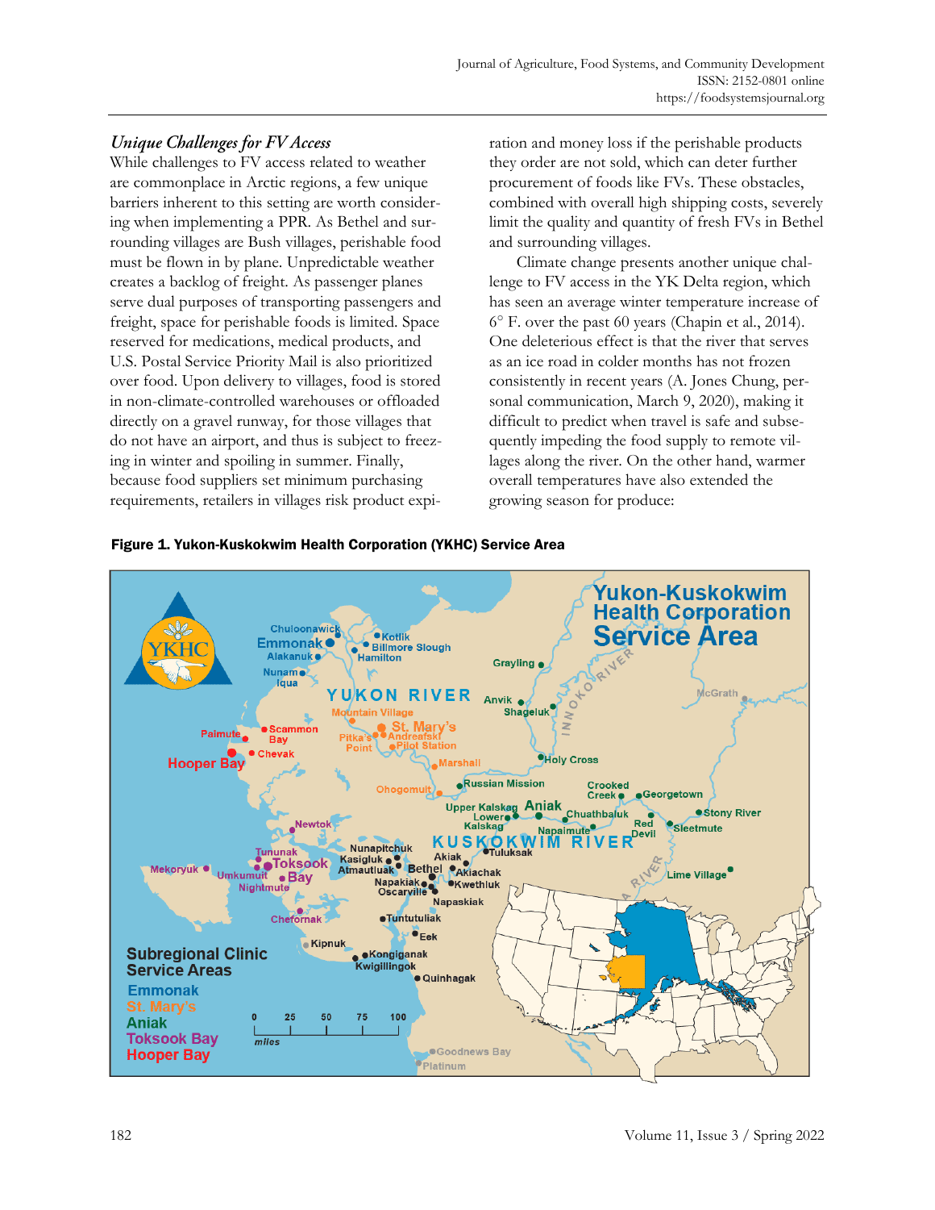### *Unique Challenges for FV Access*

While challenges to FV access related to weather are commonplace in Arctic regions, a few unique barriers inherent to this setting are worth considering when implementing a PPR. As Bethel and surrounding villages are Bush villages, perishable food must be flown in by plane. Unpredictable weather creates a backlog of freight. As passenger planes serve dual purposes of transporting passengers and freight, space for perishable foods is limited. Space reserved for medications, medical products, and U.S. Postal Service Priority Mail is also prioritized over food. Upon delivery to villages, food is stored in non-climate-controlled warehouses or offloaded directly on a gravel runway, for those villages that do not have an airport, and thus is subject to freezing in winter and spoiling in summer. Finally, because food suppliers set minimum purchasing requirements, retailers in villages risk product expiration and money loss if the perishable products they order are not sold, which can deter further procurement of foods like FVs. These obstacles, combined with overall high shipping costs, severely limit the quality and quantity of fresh FVs in Bethel and surrounding villages.

Climate change presents another unique challenge to FV access in the YK Delta region, which has seen an average winter temperature increase of 6° F. over the past 60 years (Chapin et al., 2014). One deleterious effect is that the river that serves as an ice road in colder months has not frozen consistently in recent years (A. Jones Chung, personal communication, March 9, 2020), making it difficult to predict when travel is safe and subsequently impeding the food supply to remote villages along the river. On the other hand, warmer overall temperatures have also extended the growing season for produce:

**Figure 1. Yukon-Kuskokwim Health Corporation (YKHC) Service Area**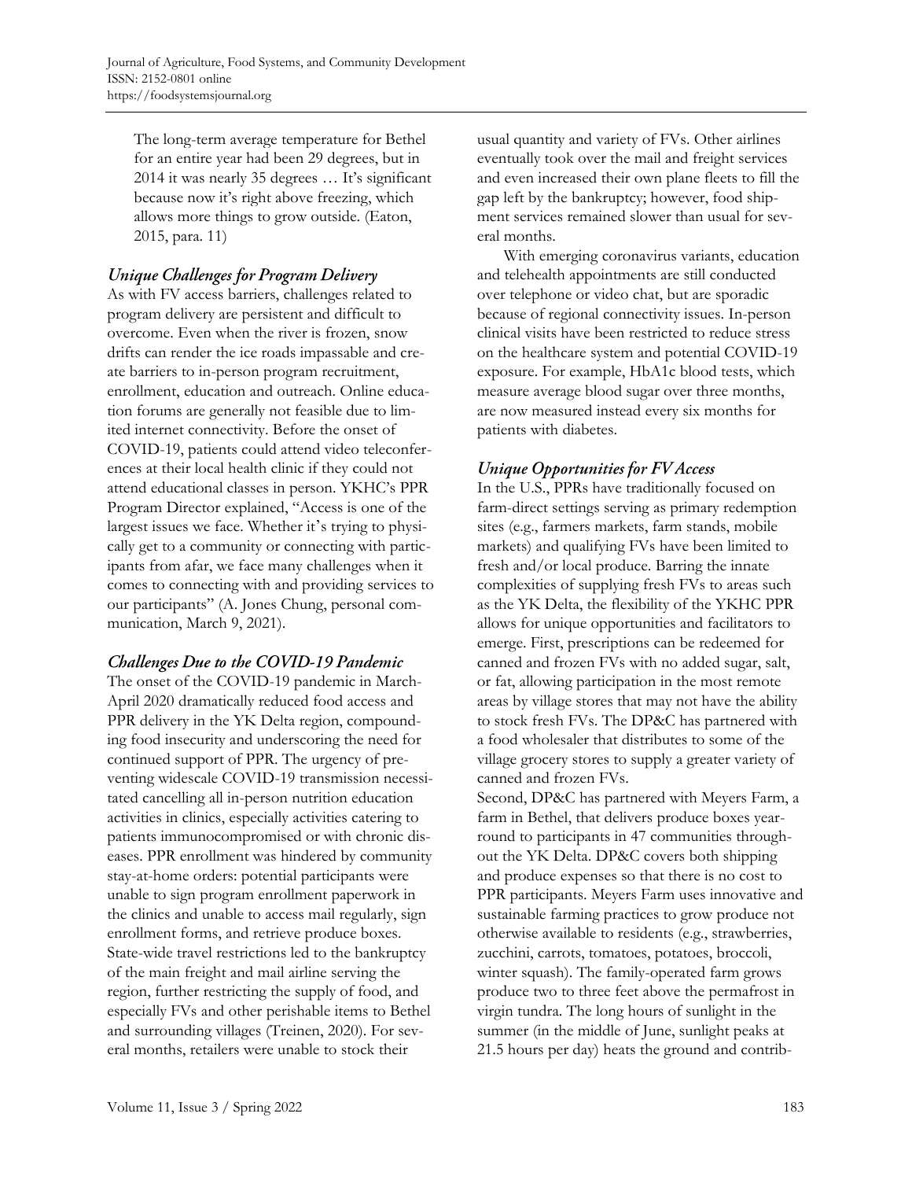> The long-term average temperature for Bethel for an entire year had been 29 degrees, but in 2014 it was nearly 35 degrees … It's significant because now it's right above freezing, which allows more things to grow outside. (Eaton, 2015, para. 11)

### *Unique Challenges for Program Delivery*

As with FV access barriers, challenges related to program delivery are persistent and difficult to overcome. Even when the river is frozen, snow drifts can render the ice roads impassable and create barriers to in-person program recruitment, enrollment, education and outreach. Online education forums are generally not feasible due to limited internet connectivity. Before the onset of COVID-19, patients could attend video teleconferences at their local health clinic if they could not attend educational classes in person. YKHC's PPR Program Director explained, "Access is one of the largest issues we face. Whether it's trying to physically get to a community or connecting with participants from afar, we face many challenges when it comes to connecting with and providing services to our participants" (A. Jones Chung, personal communication, March 9, 2021).

### *Challenges Due to the COVID-19 Pandemic*

The onset of the COVID-19 pandemic in March-April 2020 dramatically reduced food access and PPR delivery in the YK Delta region, compounding food insecurity and underscoring the need for continued support of PPR. The urgency of preventing widescale COVID-19 transmission necessitated cancelling all in-person nutrition education activities in clinics, especially activities catering to patients immunocompromised or with chronic diseases. PPR enrollment was hindered by community stay-at-home orders: potential participants were unable to sign program enrollment paperwork in the clinics and unable to access mail regularly, sign enrollment forms, and retrieve produce boxes. State-wide travel restrictions led to the bankruptcy of the main freight and mail airline serving the region, further restricting the supply of food, and especially FVs and other perishable items to Bethel and surrounding villages (Treinen, 2020). For several months, retailers were unable to stock their usual quantity and variety of FVs. Other airlines eventually took over the mail and freight services and even increased their own plane fleets to fill the gap left by the bankruptcy; however, food shipment services remained slower than usual for several months.

With emerging coronavirus variants, education and telehealth appointments are still conducted over telephone or video chat, but are sporadic because of regional connectivity issues. In-person clinical visits have been restricted to reduce stress on the healthcare system and potential COVID-19 exposure. For example, HbA1c blood tests, which measure average blood sugar over three months, are now measured instead every six months for patients with diabetes.

### *Unique Opportunities for FV Access*

In the U.S., PPRs have traditionally focused on farm-direct settings serving as primary redemption sites (e.g., farmers markets, farm stands, mobile markets) and qualifying FVs have been limited to fresh and/or local produce. Barring the innate complexities of supplying fresh FVs to areas such as the YK Delta, the flexibility of the YKHC PPR allows for unique opportunities and facilitators to emerge. First, prescriptions can be redeemed for canned and frozen FVs with no added sugar, salt, or fat, allowing participation in the most remote areas by village stores that may not have the ability to stock fresh FVs. The DP&C has partnered with a food wholesaler that distributes to some of the village grocery stores to supply a greater variety of canned and frozen FVs.

Second, DP&C has partnered with Meyers Farm, a farm in Bethel, that delivers produce boxes year-round to participants in 47 communities throughout the YK Delta. DP&C covers both shipping and produce expenses so that there is no cost to PPR participants. Meyers Farm uses innovative and sustainable farming practices to grow produce not otherwise available to residents (e.g., strawberries, zucchini, carrots, tomatoes, potatoes, broccoli, winter squash). The family-operated farm grows produce two to three feet above the permafrost in virgin tundra. The long hours of sunlight in the summer (in the middle of June, sunlight peaks at 21.5 hours per day) heats the ground and contrib-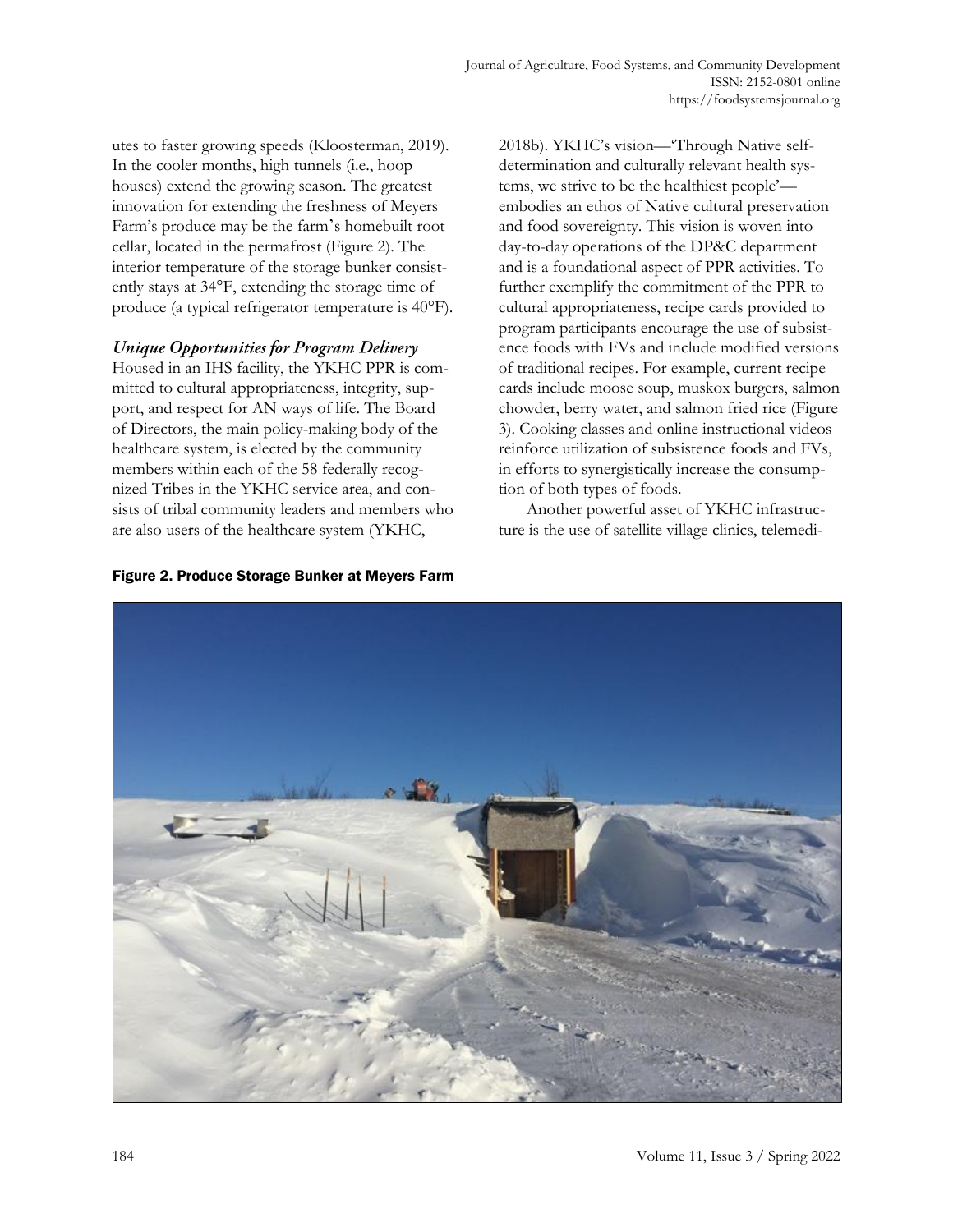utes to faster growing speeds (Kloosterman, 2019). In the cooler months, high tunnels (i.e., hoop houses) extend the growing season. The greatest innovation for extending the freshness of Meyers Farm's produce may be the farm's homebuilt root cellar, located in the permafrost (Figure 2). The interior temperature of the storage bunker consistently stays at 34°F, extending the storage time of produce (a typical refrigerator temperature is 40°F).

### *Unique Opportunities for Program Delivery*

Housed in an IHS facility, the YKHC PPR is committed to cultural appropriateness, integrity, support, and respect for AN ways of life. The Board of Directors, the main policy-making body of the healthcare system, is elected by the community members within each of the 58 federally recognized Tribes in the YKHC service area, and consists of tribal community leaders and members who are also users of the healthcare system (YKHC, 2018b). YKHC's vision—'Through Native self-determination and culturally relevant health systems, we strive to be the healthiest people'—embodies an ethos of Native cultural preservation and food sovereignty. This vision is woven into day-to-day operations of the DP&C department and is a foundational aspect of PPR activities. To further exemplify the commitment of the PPR to cultural appropriateness, recipe cards provided to program participants encourage the use of subsistence foods with FVs and include modified versions of traditional recipes. For example, current recipe cards include moose soup, muskox burgers, salmon chowder, berry water, and salmon fried rice (Figure 3). Cooking classes and online instructional videos reinforce utilization of subsistence foods and FVs, in efforts to synergistically increase the consumption of both types of foods.

Another powerful asset of YKHC infrastructure is the use of satellite village clinics, telemedi-

**Figure 2. Produce Storage Bunker at Meyers Farm**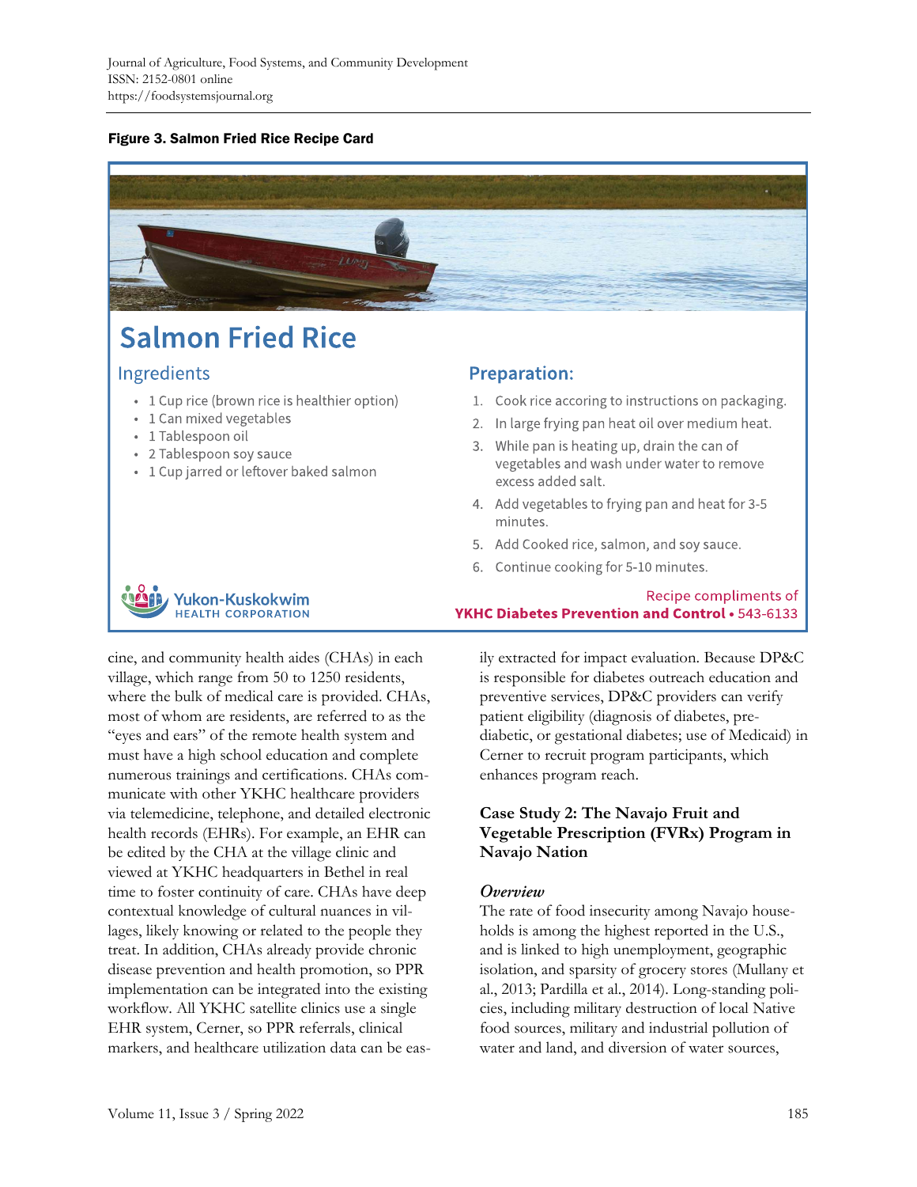**Figure 3. Salmon Fried Rice Recipe Card**

## Salmon Fried Rice

### Ingredients

- 1 Cup rice (brown rice is healthier option)
- 1 Can mixed vegetables
- 1 Tablespoon oil
- 2 Tablespoon soy sauce
- 1 Cup jarred or leftover baked salmon

### Preparation:

1. Cook rice accoring to instructions on packaging.
2. In large frying pan heat oil over medium heat.
3. While pan is heating up, drain the can of vegetables and wash under water to remove excess added salt.
4. Add vegetables to frying pan and heat for 3-5 minutes.
5. Add Cooked rice, salmon, and soy sauce.
6. Continue cooking for 5-10 minutes.

Yukon-Kuskokwim HEALTH CORPORATION

Recipe compliments of
**YKHC Diabetes Prevention and Control** • 543-6133

cine, and community health aides (CHAs) in each village, which range from 50 to 1250 residents, where the bulk of medical care is provided. CHAs, most of whom are residents, are referred to as the "eyes and ears" of the remote health system and must have a high school education and complete numerous trainings and certifications. CHAs communicate with other YKHC healthcare providers via telemedicine, telephone, and detailed electronic health records (EHRs). For example, an EHR can be edited by the CHA at the village clinic and viewed at YKHC headquarters in Bethel in real time to foster continuity of care. CHAs have deep contextual knowledge of cultural nuances in villages, likely knowing or related to the people they treat. In addition, CHAs already provide chronic disease prevention and health promotion, so PPR implementation can be integrated into the existing workflow. All YKHC satellite clinics use a single EHR system, Cerner, so PPR referrals, clinical markers, and healthcare utilization data can be easily extracted for impact evaluation. Because DP&C is responsible for diabetes outreach education and preventive services, DP&C providers can verify patient eligibility (diagnosis of diabetes, pre-diabetic, or gestational diabetes; use of Medicaid) in Cerner to recruit program participants, which enhances program reach.

### Case Study 2: The Navajo Fruit and Vegetable Prescription (FVRx) Program in Navajo Nation

#### *Overview*

The rate of food insecurity among Navajo households is among the highest reported in the U.S., and is linked to high unemployment, geographic isolation, and sparsity of grocery stores (Mullany et al., 2013; Pardilla et al., 2014). Long-standing policies, including military destruction of local Native food sources, military and industrial pollution of water and land, and diversion of water sources,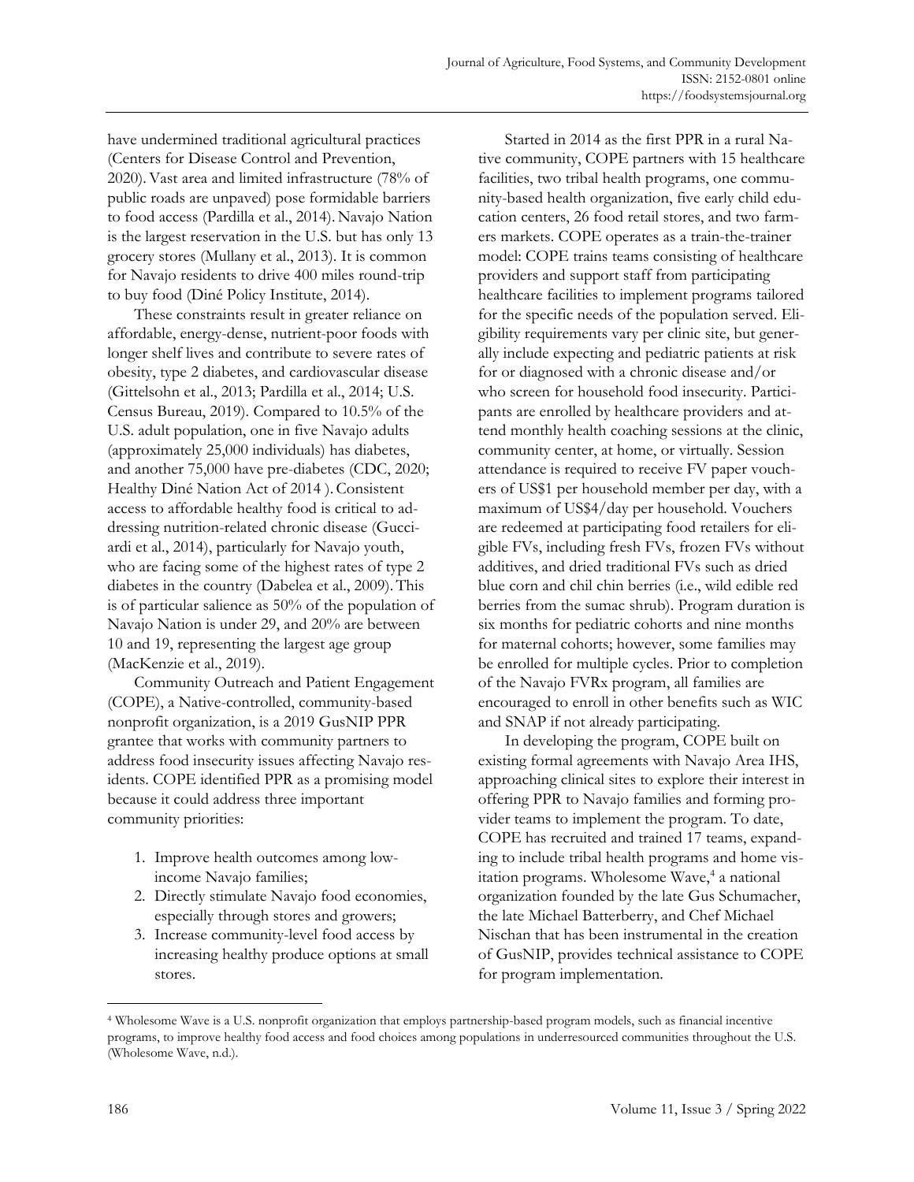have undermined traditional agricultural practices (Centers for Disease Control and Prevention, 2020). Vast area and limited infrastructure (78% of public roads are unpaved) pose formidable barriers to food access (Pardilla et al., 2014). Navajo Nation is the largest reservation in the U.S. but has only 13 grocery stores (Mullany et al., 2013). It is common for Navajo residents to drive 400 miles round-trip to buy food (Diné Policy Institute, 2014).

These constraints result in greater reliance on affordable, energy-dense, nutrient-poor foods with longer shelf lives and contribute to severe rates of obesity, type 2 diabetes, and cardiovascular disease (Gittelsohn et al., 2013; Pardilla et al., 2014; U.S. Census Bureau, 2019). Compared to 10.5% of the U.S. adult population, one in five Navajo adults (approximately 25,000 individuals) has diabetes, and another 75,000 have pre-diabetes (CDC, 2020; Healthy Diné Nation Act of 2014 ). Consistent access to affordable healthy food is critical to addressing nutrition-related chronic disease (Gucciardi et al., 2014), particularly for Navajo youth, who are facing some of the highest rates of type 2 diabetes in the country (Dabelea et al., 2009). This is of particular salience as 50% of the population of Navajo Nation is under 29, and 20% are between 10 and 19, representing the largest age group (MacKenzie et al., 2019).

Community Outreach and Patient Engagement (COPE), a Native-controlled, community-based nonprofit organization, is a 2019 GusNIP PPR grantee that works with community partners to address food insecurity issues affecting Navajo residents. COPE identified PPR as a promising model because it could address three important community priorities:

1. Improve health outcomes among low-income Navajo families;
2. Directly stimulate Navajo food economies, especially through stores and growers;
3. Increase community-level food access by increasing healthy produce options at small stores.

Started in 2014 as the first PPR in a rural Native community, COPE partners with 15 healthcare facilities, two tribal health programs, one community-based health organization, five early child education centers, 26 food retail stores, and two farmers markets. COPE operates as a train-the-trainer model: COPE trains teams consisting of healthcare providers and support staff from participating healthcare facilities to implement programs tailored for the specific needs of the population served. Eligibility requirements vary per clinic site, but generally include expecting and pediatric patients at risk for or diagnosed with a chronic disease and/or who screen for household food insecurity. Participants are enrolled by healthcare providers and attend monthly health coaching sessions at the clinic, community center, at home, or virtually. Session attendance is required to receive FV paper vouchers of US$1 per household member per day, with a maximum of US$4/day per household. Vouchers are redeemed at participating food retailers for eligible FVs, including fresh FVs, frozen FVs without additives, and dried traditional FVs such as dried blue corn and chil chin berries (i.e., wild edible red berries from the sumac shrub). Program duration is six months for pediatric cohorts and nine months for maternal cohorts; however, some families may be enrolled for multiple cycles. Prior to completion of the Navajo FVRx program, all families are encouraged to enroll in other benefits such as WIC and SNAP if not already participating.

In developing the program, COPE built on existing formal agreements with Navajo Area IHS, approaching clinical sites to explore their interest in offering PPR to Navajo families and forming provider teams to implement the program. To date, COPE has recruited and trained 17 teams, expanding to include tribal health programs and home visitation programs. Wholesome Wave,[4] a national organization founded by the late Gus Schumacher, the late Michael Batterberry, and Chef Michael Nischan that has been instrumental in the creation of GusNIP, provides technical assistance to COPE for program implementation.

[4] Wholesome Wave is a U.S. nonprofit organization that employs partnership-based program models, such as financial incentive programs, to improve healthy food access and food choices among populations in underresourced communities throughout the U.S. (Wholesome Wave, n.d.).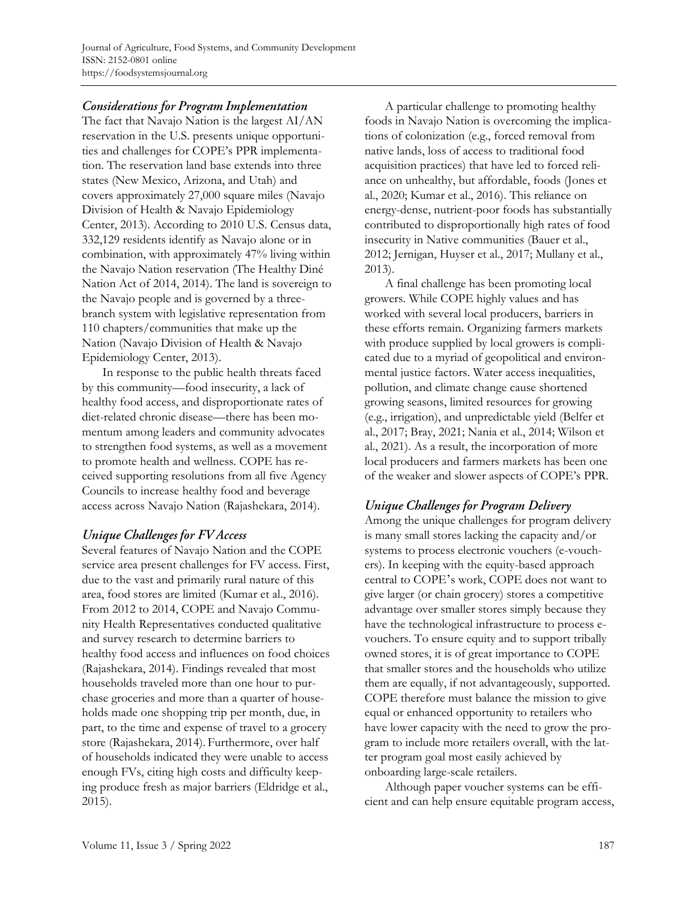### Considerations for Program Implementation

The fact that Navajo Nation is the largest AI/AN reservation in the U.S. presents unique opportunities and challenges for COPE's PPR implementation. The reservation land base extends into three states (New Mexico, Arizona, and Utah) and covers approximately 27,000 square miles (Navajo Division of Health & Navajo Epidemiology Center, 2013). According to 2010 U.S. Census data, 332,129 residents identify as Navajo alone or in combination, with approximately 47% living within the Navajo Nation reservation (The Healthy Diné Nation Act of 2014, 2014). The land is sovereign to the Navajo people and is governed by a three-branch system with legislative representation from 110 chapters/communities that make up the Nation (Navajo Division of Health & Navajo Epidemiology Center, 2013).

In response to the public health threats faced by this community—food insecurity, a lack of healthy food access, and disproportionate rates of diet-related chronic disease—there has been momentum among leaders and community advocates to strengthen food systems, as well as a movement to promote health and wellness. COPE has received supporting resolutions from all five Agency Councils to increase healthy food and beverage access across Navajo Nation (Rajashekara, 2014).

### Unique Challenges for FV Access

Several features of Navajo Nation and the COPE service area present challenges for FV access. First, due to the vast and primarily rural nature of this area, food stores are limited (Kumar et al., 2016). From 2012 to 2014, COPE and Navajo Community Health Representatives conducted qualitative and survey research to determine barriers to healthy food access and influences on food choices (Rajashekara, 2014). Findings revealed that most households traveled more than one hour to purchase groceries and more than a quarter of households made one shopping trip per month, due, in part, to the time and expense of travel to a grocery store (Rajashekara, 2014). Furthermore, over half of households indicated they were unable to access enough FVs, citing high costs and difficulty keeping produce fresh as major barriers (Eldridge et al., 2015).

A particular challenge to promoting healthy foods in Navajo Nation is overcoming the implications of colonization (e.g., forced removal from native lands, loss of access to traditional food acquisition practices) that have led to forced reliance on unhealthy, but affordable, foods (Jones et al., 2020; Kumar et al., 2016). This reliance on energy-dense, nutrient-poor foods has substantially contributed to disproportionally high rates of food insecurity in Native communities (Bauer et al., 2012; Jernigan, Huyser et al., 2017; Mullany et al., 2013).

A final challenge has been promoting local growers. While COPE highly values and has worked with several local producers, barriers in these efforts remain. Organizing farmers markets with produce supplied by local growers is complicated due to a myriad of geopolitical and environmental justice factors. Water access inequalities, pollution, and climate change cause shortened growing seasons, limited resources for growing (e.g., irrigation), and unpredictable yield (Belfer et al., 2017; Bray, 2021; Nania et al., 2014; Wilson et al., 2021). As a result, the incorporation of more local producers and farmers markets has been one of the weaker and slower aspects of COPE's PPR.

### Unique Challenges for Program Delivery

Among the unique challenges for program delivery is many small stores lacking the capacity and/or systems to process electronic vouchers (e-vouchers). In keeping with the equity-based approach central to COPE's work, COPE does not want to give larger (or chain grocery) stores a competitive advantage over smaller stores simply because they have the technological infrastructure to process e-vouchers. To ensure equity and to support tribally owned stores, it is of great importance to COPE that smaller stores and the households who utilize them are equally, if not advantageously, supported. COPE therefore must balance the mission to give equal or enhanced opportunity to retailers who have lower capacity with the need to grow the program to include more retailers overall, with the latter program goal most easily achieved by onboarding large-scale retailers.

Although paper voucher systems can be efficient and can help ensure equitable program access,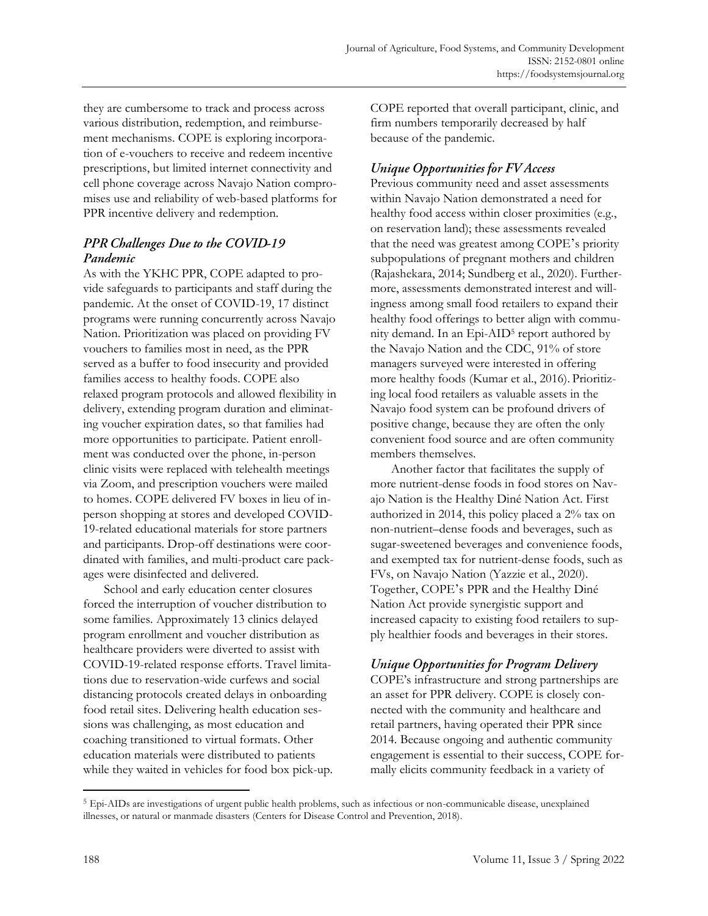they are cumbersome to track and process across various distribution, redemption, and reimbursement mechanisms. COPE is exploring incorporation of e-vouchers to receive and redeem incentive prescriptions, but limited internet connectivity and cell phone coverage across Navajo Nation compromises use and reliability of web-based platforms for PPR incentive delivery and redemption.

### *PPR Challenges Due to the COVID-19 Pandemic*

As with the YKHC PPR, COPE adapted to provide safeguards to participants and staff during the pandemic. At the onset of COVID-19, 17 distinct programs were running concurrently across Navajo Nation. Prioritization was placed on providing FV vouchers to families most in need, as the PPR served as a buffer to food insecurity and provided families access to healthy foods. COPE also relaxed program protocols and allowed flexibility in delivery, extending program duration and eliminating voucher expiration dates, so that families had more opportunities to participate. Patient enrollment was conducted over the phone, in-person clinic visits were replaced with telehealth meetings via Zoom, and prescription vouchers were mailed to homes. COPE delivered FV boxes in lieu of in-person shopping at stores and developed COVID-19-related educational materials for store partners and participants. Drop-off destinations were coordinated with families, and multi-product care packages were disinfected and delivered.

School and early education center closures forced the interruption of voucher distribution to some families. Approximately 13 clinics delayed program enrollment and voucher distribution as healthcare providers were diverted to assist with COVID-19-related response efforts. Travel limitations due to reservation-wide curfews and social distancing protocols created delays in onboarding food retail sites. Delivering health education sessions was challenging, as most education and coaching transitioned to virtual formats. Other education materials were distributed to patients while they waited in vehicles for food box pick-up. COPE reported that overall participant, clinic, and firm numbers temporarily decreased by half because of the pandemic.

### *Unique Opportunities for FV Access*

Previous community need and asset assessments within Navajo Nation demonstrated a need for healthy food access within closer proximities (e.g., on reservation land); these assessments revealed that the need was greatest among COPE's priority subpopulations of pregnant mothers and children (Rajashekara, 2014; Sundberg et al., 2020). Furthermore, assessments demonstrated interest and willingness among small food retailers to expand their healthy food offerings to better align with community demand. In an Epi-AID[5] report authored by the Navajo Nation and the CDC, 91% of store managers surveyed were interested in offering more healthy foods (Kumar et al., 2016). Prioritizing local food retailers as valuable assets in the Navajo food system can be profound drivers of positive change, because they are often the only convenient food source and are often community members themselves.

Another factor that facilitates the supply of more nutrient-dense foods in food stores on Navajo Nation is the Healthy Diné Nation Act. First authorized in 2014, this policy placed a 2% tax on non-nutrient–dense foods and beverages, such as sugar-sweetened beverages and convenience foods, and exempted tax for nutrient-dense foods, such as FVs, on Navajo Nation (Yazzie et al., 2020). Together, COPE's PPR and the Healthy Diné Nation Act provide synergistic support and increased capacity to existing food retailers to supply healthier foods and beverages in their stores.

### *Unique Opportunities for Program Delivery*

COPE's infrastructure and strong partnerships are an asset for PPR delivery. COPE is closely connected with the community and healthcare and retail partners, having operated their PPR since 2014. Because ongoing and authentic community engagement is essential to their success, COPE formally elicits community feedback in a variety of

[5] Epi-AIDs are investigations of urgent public health problems, such as infectious or non-communicable disease, unexplained illnesses, or natural or manmade disasters (Centers for Disease Control and Prevention, 2018).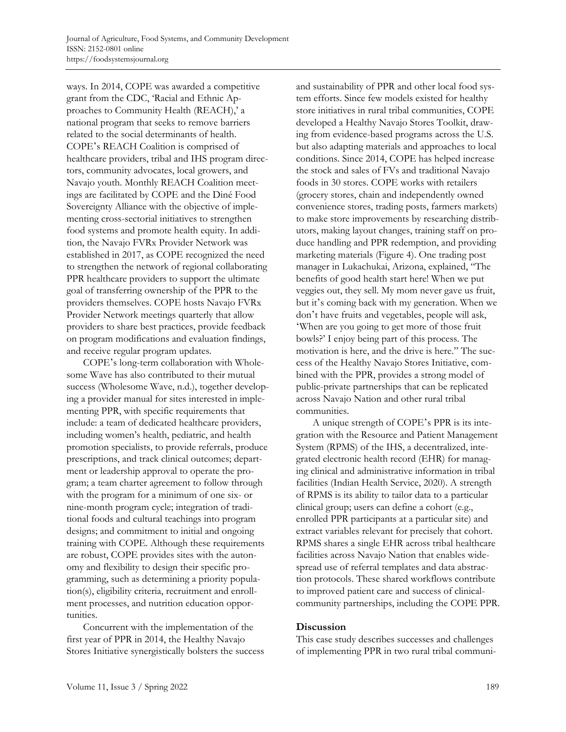ways. In 2014, COPE was awarded a competitive grant from the CDC, 'Racial and Ethnic Approaches to Community Health (REACH),' a national program that seeks to remove barriers related to the social determinants of health. COPE's REACH Coalition is comprised of healthcare providers, tribal and IHS program directors, community advocates, local growers, and Navajo youth. Monthly REACH Coalition meetings are facilitated by COPE and the Diné Food Sovereignty Alliance with the objective of implementing cross-sectorial initiatives to strengthen food systems and promote health equity. In addition, the Navajo FVRx Provider Network was established in 2017, as COPE recognized the need to strengthen the network of regional collaborating PPR healthcare providers to support the ultimate goal of transferring ownership of the PPR to the providers themselves. COPE hosts Navajo FVRx Provider Network meetings quarterly that allow providers to share best practices, provide feedback on program modifications and evaluation findings, and receive regular program updates.

COPE's long-term collaboration with Wholesome Wave has also contributed to their mutual success (Wholesome Wave, n.d.), together developing a provider manual for sites interested in implementing PPR, with specific requirements that include: a team of dedicated healthcare providers, including women's health, pediatric, and health promotion specialists, to provide referrals, produce prescriptions, and track clinical outcomes; department or leadership approval to operate the program; a team charter agreement to follow through with the program for a minimum of one six- or nine-month program cycle; integration of traditional foods and cultural teachings into program designs; and commitment to initial and ongoing training with COPE. Although these requirements are robust, COPE provides sites with the autonomy and flexibility to design their specific programming, such as determining a priority population(s), eligibility criteria, recruitment and enrollment processes, and nutrition education opportunities.

Concurrent with the implementation of the first year of PPR in 2014, the Healthy Navajo Stores Initiative synergistically bolsters the success and sustainability of PPR and other local food system efforts. Since few models existed for healthy store initiatives in rural tribal communities, COPE developed a Healthy Navajo Stores Toolkit, drawing from evidence-based programs across the U.S. but also adapting materials and approaches to local conditions. Since 2014, COPE has helped increase the stock and sales of FVs and traditional Navajo foods in 30 stores. COPE works with retailers (grocery stores, chain and independently owned convenience stores, trading posts, farmers markets) to make store improvements by researching distributors, making layout changes, training staff on produce handling and PPR redemption, and providing marketing materials (Figure 4). One trading post manager in Lukachukai, Arizona, explained, "The benefits of good health start here! When we put veggies out, they sell. My mom never gave us fruit, but it's coming back with my generation. When we don't have fruits and vegetables, people will ask, 'When are you going to get more of those fruit bowls?' I enjoy being part of this process. The motivation is here, and the drive is here." The success of the Healthy Navajo Stores Initiative, combined with the PPR, provides a strong model of public-private partnerships that can be replicated across Navajo Nation and other rural tribal communities.

A unique strength of COPE's PPR is its integration with the Resource and Patient Management System (RPMS) of the IHS, a decentralized, integrated electronic health record (EHR) for managing clinical and administrative information in tribal facilities (Indian Health Service, 2020). A strength of RPMS is its ability to tailor data to a particular clinical group; users can define a cohort (e.g., enrolled PPR participants at a particular site) and extract variables relevant for precisely that cohort. RPMS shares a single EHR across tribal healthcare facilities across Navajo Nation that enables widespread use of referral templates and data abstraction protocols. These shared workflows contribute to improved patient care and success of clinical-community partnerships, including the COPE PPR.

## Discussion

This case study describes successes and challenges of implementing PPR in two rural tribal communi-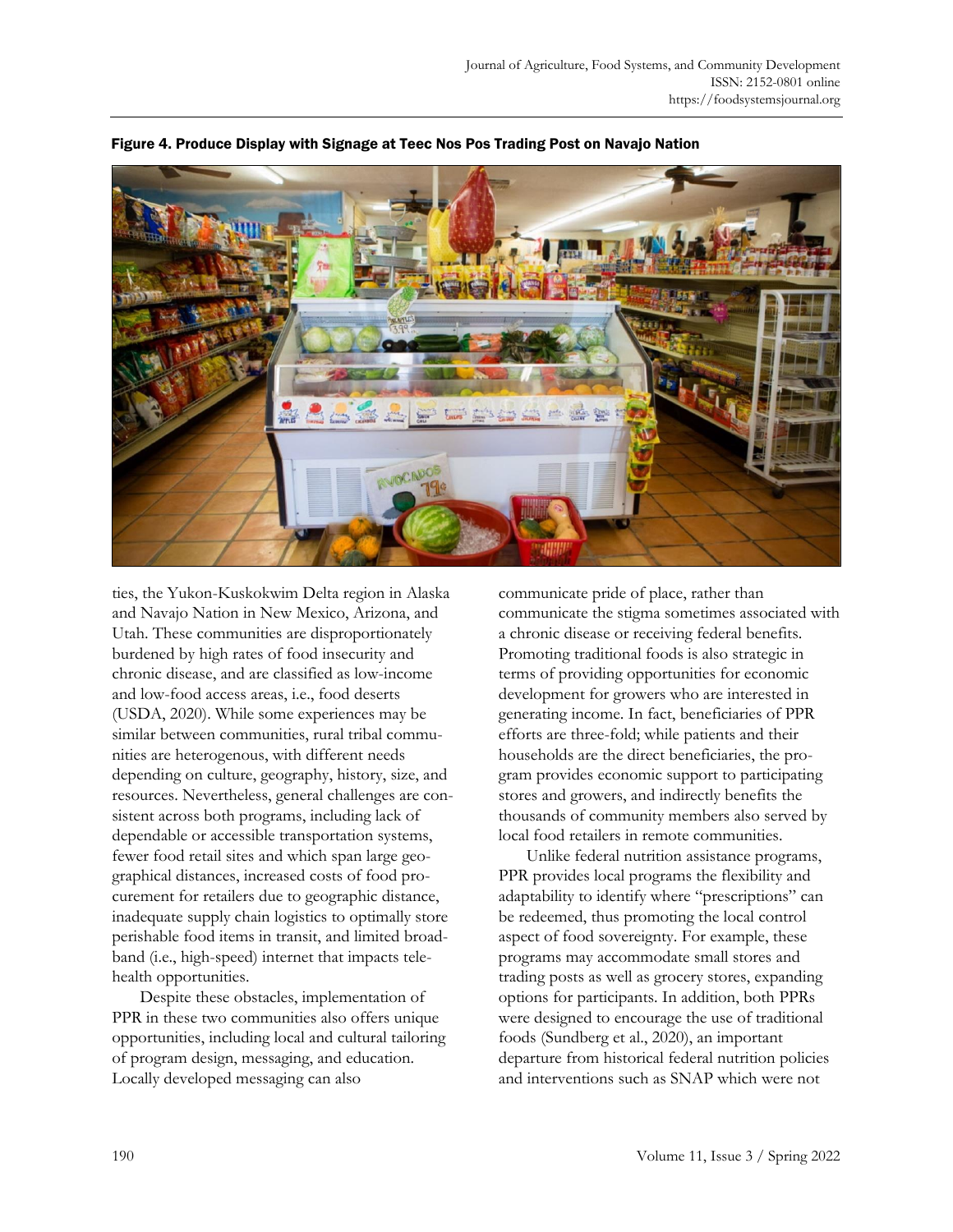**Figure 4. Produce Display with Signage at Teec Nos Pos Trading Post on Navajo Nation**

ties, the Yukon-Kuskokwim Delta region in Alaska and Navajo Nation in New Mexico, Arizona, and Utah. These communities are disproportionately burdened by high rates of food insecurity and chronic disease, and are classified as low-income and low-food access areas, i.e., food deserts (USDA, 2020). While some experiences may be similar between communities, rural tribal communities are heterogenous, with different needs depending on culture, geography, history, size, and resources. Nevertheless, general challenges are consistent across both programs, including lack of dependable or accessible transportation systems, fewer food retail sites and which span large geographical distances, increased costs of food procurement for retailers due to geographic distance, inadequate supply chain logistics to optimally store perishable food items in transit, and limited broadband (i.e., high-speed) internet that impacts telehealth opportunities.

Despite these obstacles, implementation of PPR in these two communities also offers unique opportunities, including local and cultural tailoring of program design, messaging, and education. Locally developed messaging can also communicate pride of place, rather than communicate the stigma sometimes associated with a chronic disease or receiving federal benefits. Promoting traditional foods is also strategic in terms of providing opportunities for economic development for growers who are interested in generating income. In fact, beneficiaries of PPR efforts are three-fold; while patients and their households are the direct beneficiaries, the program provides economic support to participating stores and growers, and indirectly benefits the thousands of community members also served by local food retailers in remote communities.

Unlike federal nutrition assistance programs, PPR provides local programs the flexibility and adaptability to identify where "prescriptions" can be redeemed, thus promoting the local control aspect of food sovereignty. For example, these programs may accommodate small stores and trading posts as well as grocery stores, expanding options for participants. In addition, both PPRs were designed to encourage the use of traditional foods (Sundberg et al., 2020), an important departure from historical federal nutrition policies and interventions such as SNAP which were not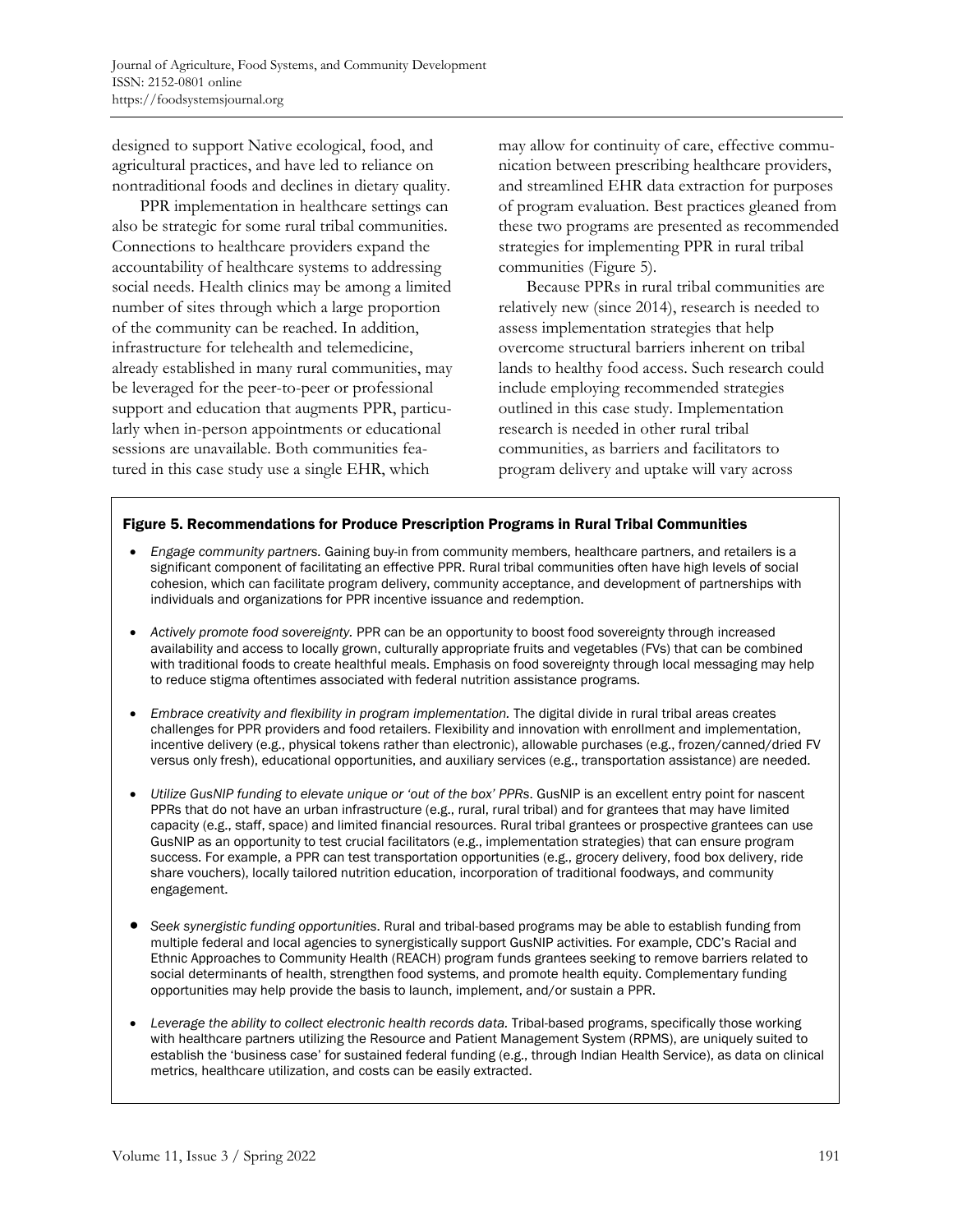designed to support Native ecological, food, and agricultural practices, and have led to reliance on nontraditional foods and declines in dietary quality.

PPR implementation in healthcare settings can also be strategic for some rural tribal communities. Connections to healthcare providers expand the accountability of healthcare systems to addressing social needs. Health clinics may be among a limited number of sites through which a large proportion of the community can be reached. In addition, infrastructure for telehealth and telemedicine, already established in many rural communities, may be leveraged for the peer-to-peer or professional support and education that augments PPR, particularly when in-person appointments or educational sessions are unavailable. Both communities featured in this case study use a single EHR, which may allow for continuity of care, effective communication between prescribing healthcare providers, and streamlined EHR data extraction for purposes of program evaluation. Best practices gleaned from these two programs are presented as recommended strategies for implementing PPR in rural tribal communities (Figure 5).

Because PPRs in rural tribal communities are relatively new (since 2014), research is needed to assess implementation strategies that help overcome structural barriers inherent on tribal lands to healthy food access. Such research could include employing recommended strategies outlined in this case study. Implementation research is needed in other rural tribal communities, as barriers and facilitators to program delivery and uptake will vary across

**Figure 5. Recommendations for Produce Prescription Programs in Rural Tribal Communities**

- *Engage community partners.* Gaining buy-in from community members, healthcare partners, and retailers is a significant component of facilitating an effective PPR. Rural tribal communities often have high levels of social cohesion, which can facilitate program delivery, community acceptance, and development of partnerships with individuals and organizations for PPR incentive issuance and redemption.
- *Actively promote food sovereignty.* PPR can be an opportunity to boost food sovereignty through increased availability and access to locally grown, culturally appropriate fruits and vegetables (FVs) that can be combined with traditional foods to create healthful meals. Emphasis on food sovereignty through local messaging may help to reduce stigma oftentimes associated with federal nutrition assistance programs.
- *Embrace creativity and flexibility in program implementation.* The digital divide in rural tribal areas creates challenges for PPR providers and food retailers. Flexibility and innovation with enrollment and implementation, incentive delivery (e.g., physical tokens rather than electronic), allowable purchases (e.g., frozen/canned/dried FV versus only fresh), educational opportunities, and auxiliary services (e.g., transportation assistance) are needed.
- *Utilize GusNIP funding to elevate unique or 'out of the box' PPRs.* GusNIP is an excellent entry point for nascent PPRs that do not have an urban infrastructure (e.g., rural, rural tribal) and for grantees that may have limited capacity (e.g., staff, space) and limited financial resources. Rural tribal grantees or prospective grantees can use GusNIP as an opportunity to test crucial facilitators (e.g., implementation strategies) that can ensure program success. For example, a PPR can test transportation opportunities (e.g., grocery delivery, food box delivery, ride share vouchers), locally tailored nutrition education, incorporation of traditional foodways, and community engagement.
- *Seek synergistic funding opportunities.* Rural and tribal-based programs may be able to establish funding from multiple federal and local agencies to synergistically support GusNIP activities. For example, CDC's Racial and Ethnic Approaches to Community Health (REACH) program funds grantees seeking to remove barriers related to social determinants of health, strengthen food systems, and promote health equity. Complementary funding opportunities may help provide the basis to launch, implement, and/or sustain a PPR.
- *Leverage the ability to collect electronic health records data.* Tribal-based programs, specifically those working with healthcare partners utilizing the Resource and Patient Management System (RPMS), are uniquely suited to establish the 'business case' for sustained federal funding (e.g., through Indian Health Service), as data on clinical metrics, healthcare utilization, and costs can be easily extracted.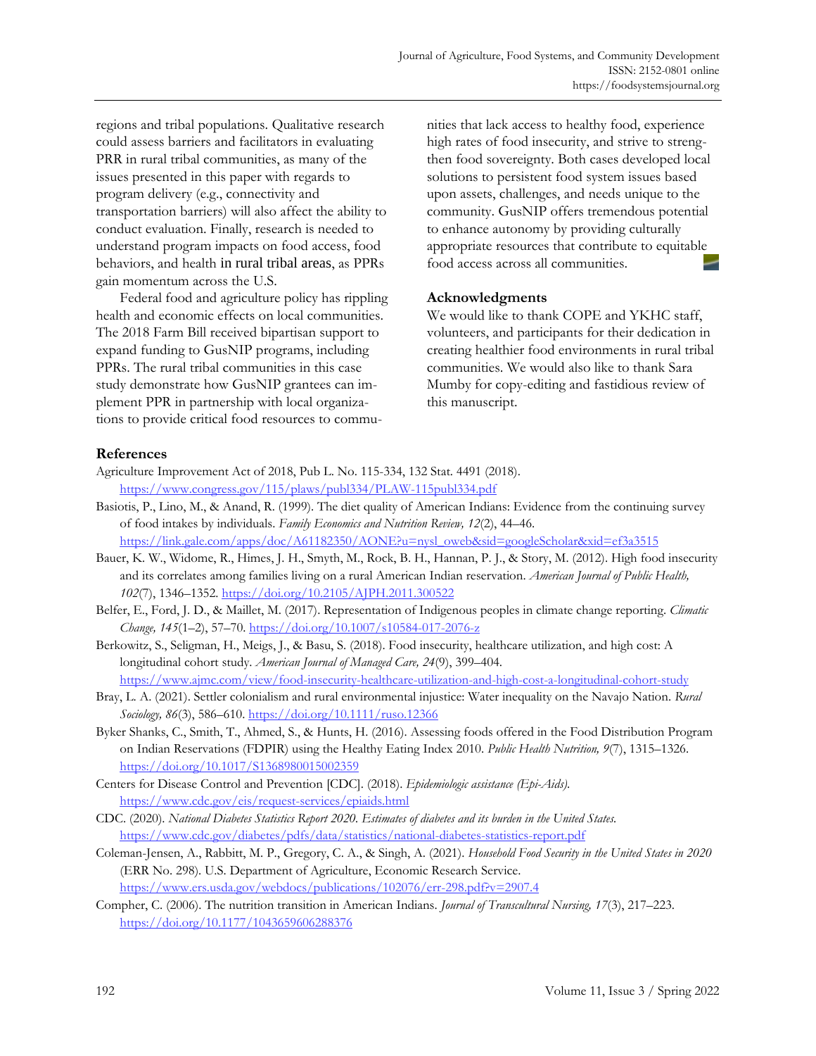regions and tribal populations. Qualitative research could assess barriers and facilitators in evaluating PRR in rural tribal communities, as many of the issues presented in this paper with regards to program delivery (e.g., connectivity and transportation barriers) will also affect the ability to conduct evaluation. Finally, research is needed to understand program impacts on food access, food behaviors, and health in rural tribal areas, as PPRs gain momentum across the U.S.

Federal food and agriculture policy has rippling health and economic effects on local communities. The 2018 Farm Bill received bipartisan support to expand funding to GusNIP programs, including PPRs. The rural tribal communities in this case study demonstrate how GusNIP grantees can implement PPR in partnership with local organizations to provide critical food resources to communities that lack access to healthy food, experience high rates of food insecurity, and strive to strengthen food sovereignty. Both cases developed local solutions to persistent food system issues based upon assets, challenges, and needs unique to the community. GusNIP offers tremendous potential to enhance autonomy by providing culturally appropriate resources that contribute to equitable food access across all communities.

## Acknowledgments

We would like to thank COPE and YKHC staff, volunteers, and participants for their dedication in creating healthier food environments in rural tribal communities. We would also like to thank Sara Mumby for copy-editing and fastidious review of this manuscript.

## References

Agriculture Improvement Act of 2018, Pub L. No. 115-334, 132 Stat. 4491 (2018). https://www.congress.gov/115/plaws/publ334/PLAW-115publ334.pdf

Basiotis, P., Lino, M., & Anand, R. (1999). The diet quality of American Indians: Evidence from the continuing survey of food intakes by individuals. *Family Economics and Nutrition Review, 12*(2), 44–46. https://link.gale.com/apps/doc/A61182350/AONE?u=nysl_oweb&sid=googleScholar&xid=ef3a3515

Bauer, K. W., Widome, R., Himes, J. H., Smyth, M., Rock, B. H., Hannan, P. J., & Story, M. (2012). High food insecurity and its correlates among families living on a rural American Indian reservation. *American Journal of Public Health, 102*(7), 1346–1352. https://doi.org/10.2105/AJPH.2011.300522

Belfer, E., Ford, J. D., & Maillet, M. (2017). Representation of Indigenous peoples in climate change reporting. *Climatic Change, 145*(1–2), 57–70. https://doi.org/10.1007/s10584-017-2076-z

Berkowitz, S., Seligman, H., Meigs, J., & Basu, S. (2018). Food insecurity, healthcare utilization, and high cost: A longitudinal cohort study. *American Journal of Managed Care, 24*(9), 399–404. https://www.ajmc.com/view/food-insecurity-healthcare-utilization-and-high-cost-a-longitudinal-cohort-study

Bray, L. A. (2021). Settler colonialism and rural environmental injustice: Water inequality on the Navajo Nation. *Rural Sociology, 86*(3), 586–610. https://doi.org/10.1111/ruso.12366

Byker Shanks, C., Smith, T., Ahmed, S., & Hunts, H. (2016). Assessing foods offered in the Food Distribution Program on Indian Reservations (FDPIR) using the Healthy Eating Index 2010. *Public Health Nutrition, 9*(7), 1315–1326. https://doi.org/10.1017/S1368980015002359

Centers for Disease Control and Prevention [CDC]. (2018). *Epidemiologic assistance (Epi-Aids).* https://www.cdc.gov/eis/request-services/epiaids.html

CDC. (2020). *National Diabetes Statistics Report 2020. Estimates of diabetes and its burden in the United States.* https://www.cdc.gov/diabetes/pdfs/data/statistics/national-diabetes-statistics-report.pdf

Coleman-Jensen, A., Rabbitt, M. P., Gregory, C. A., & Singh, A. (2021). *Household Food Security in the United States in 2020* (ERR No. 298). U.S. Department of Agriculture, Economic Research Service. https://www.ers.usda.gov/webdocs/publications/102076/err-298.pdf?v=2907.4

Compher, C. (2006). The nutrition transition in American Indians. *Journal of Transcultural Nursing, 17*(3), 217–223. https://doi.org/10.1177/1043659606288376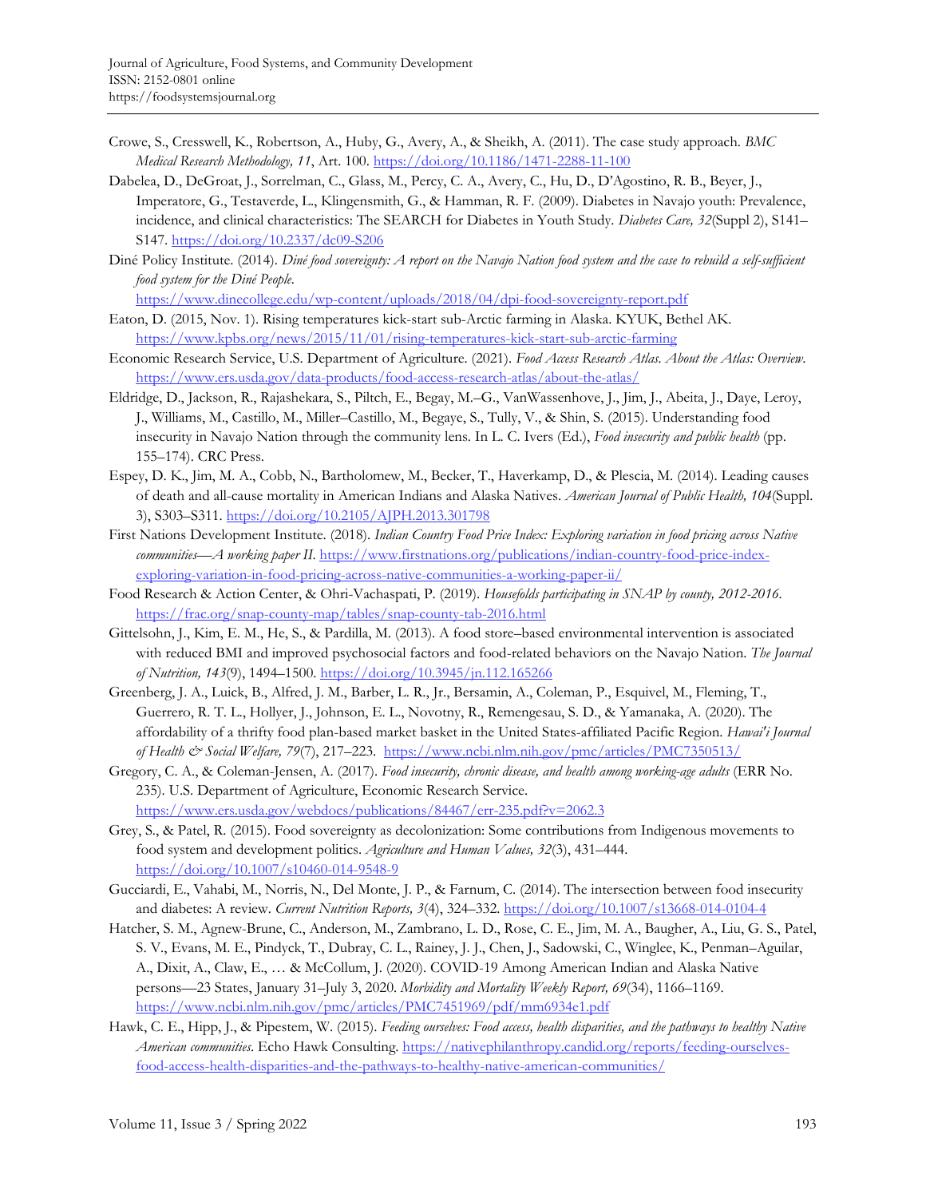Crowe, S., Cresswell, K., Robertson, A., Huby, G., Avery, A., & Sheikh, A. (2011). The case study approach. *BMC Medical Research Methodology, 11*, Art. 100. https://doi.org/10.1186/1471-2288-11-100

Dabelea, D., DeGroat, J., Sorrelman, C., Glass, M., Percy, C. A., Avery, C., Hu, D., D'Agostino, R. B., Beyer, J., Imperatore, G., Testaverde, L., Klingensmith, G., & Hamman, R. F. (2009). Diabetes in Navajo youth: Prevalence, incidence, and clinical characteristics: The SEARCH for Diabetes in Youth Study. *Diabetes Care, 32*(Suppl 2), S141–S147. https://doi.org/10.2337/dc09-S206

Diné Policy Institute. (2014). *Diné food sovereignty: A report on the Navajo Nation food system and the case to rebuild a self-sufficient food system for the Diné People.* https://www.dinecollege.edu/wp-content/uploads/2018/04/dpi-food-sovereignty-report.pdf

Eaton, D. (2015, Nov. 1). Rising temperatures kick-start sub-Arctic farming in Alaska. KYUK, Bethel AK. https://www.kpbs.org/news/2015/11/01/rising-temperatures-kick-start-sub-arctic-farming

Economic Research Service, U.S. Department of Agriculture. (2021). *Food Access Research Atlas. About the Atlas: Overview.* https://www.ers.usda.gov/data-products/food-access-research-atlas/about-the-atlas/

Eldridge, D., Jackson, R., Rajashekara, S., Piltch, E., Begay, M.–G., VanWassenhove, J., Jim, J., Abeita, J., Daye, Leroy, J., Williams, M., Castillo, M., Miller–Castillo, M., Begaye, S., Tully, V., & Shin, S. (2015). Understanding food insecurity in Navajo Nation through the community lens. In L. C. Ivers (Ed.), *Food insecurity and public health* (pp. 155–174). CRC Press.

Espey, D. K., Jim, M. A., Cobb, N., Bartholomew, M., Becker, T., Haverkamp, D., & Plescia, M. (2014). Leading causes of death and all-cause mortality in American Indians and Alaska Natives. *American Journal of Public Health, 104*(Suppl. 3), S303–S311. https://doi.org/10.2105/AJPH.2013.301798

First Nations Development Institute. (2018). *Indian Country Food Price Index: Exploring variation in food pricing across Native communities—A working paper II.* https://www.firstnations.org/publications/indian-country-food-price-index-exploring-variation-in-food-pricing-across-native-communities-a-working-paper-ii/

Food Research & Action Center, & Ohri-Vachaspati, P. (2019). *Housefolds participating in SNAP by county, 2012-2016.* https://frac.org/snap-county-map/tables/snap-county-tab-2016.html

Gittelsohn, J., Kim, E. M., He, S., & Pardilla, M. (2013). A food store–based environmental intervention is associated with reduced BMI and improved psychosocial factors and food-related behaviors on the Navajo Nation. *The Journal of Nutrition, 143*(9), 1494–1500. https://doi.org/10.3945/jn.112.165266

Greenberg, J. A., Luick, B., Alfred, J. M., Barber, L. R., Jr., Bersamin, A., Coleman, P., Esquivel, M., Fleming, T., Guerrero, R. T. L., Hollyer, J., Johnson, E. L., Novotny, R., Remengesau, S. D., & Yamanaka, A. (2020). The affordability of a thrifty food plan-based market basket in the United States-affiliated Pacific Region. *Hawai'i Journal of Health & Social Welfare, 79*(7), 217–223. https://www.ncbi.nlm.nih.gov/pmc/articles/PMC7350513/

Gregory, C. A., & Coleman-Jensen, A. (2017). *Food insecurity, chronic disease, and health among working-age adults* (ERR No. 235). U.S. Department of Agriculture, Economic Research Service. https://www.ers.usda.gov/webdocs/publications/84467/err-235.pdf?v=2062.3

Grey, S., & Patel, R. (2015). Food sovereignty as decolonization: Some contributions from Indigenous movements to food system and development politics. *Agriculture and Human Values, 32*(3), 431–444. https://doi.org/10.1007/s10460-014-9548-9

Gucciardi, E., Vahabi, M., Norris, N., Del Monte, J. P., & Farnum, C. (2014). The intersection between food insecurity and diabetes: A review. *Current Nutrition Reports, 3*(4), 324–332. https://doi.org/10.1007/s13668-014-0104-4

Hatcher, S. M., Agnew-Brune, C., Anderson, M., Zambrano, L. D., Rose, C. E., Jim, M. A., Baugher, A., Liu, G. S., Patel, S. V., Evans, M. E., Pindyck, T., Dubray, C. L., Rainey, J. J., Chen, J., Sadowski, C., Winglee, K., Penman–Aguilar, A., Dixit, A., Claw, E., … & McCollum, J. (2020). COVID-19 Among American Indian and Alaska Native persons—23 States, January 31–July 3, 2020. *Morbidity and Mortality Weekly Report, 69*(34), 1166–1169. https://www.ncbi.nlm.nih.gov/pmc/articles/PMC7451969/pdf/mm6934e1.pdf

Hawk, C. E., Hipp, J., & Pipestem, W. (2015). *Feeding ourselves: Food access, health disparities, and the pathways to healthy Native American communities.* Echo Hawk Consulting. https://nativephilanthropy.candid.org/reports/feeding-ourselves-food-access-health-disparities-and-the-pathways-to-healthy-native-american-communities/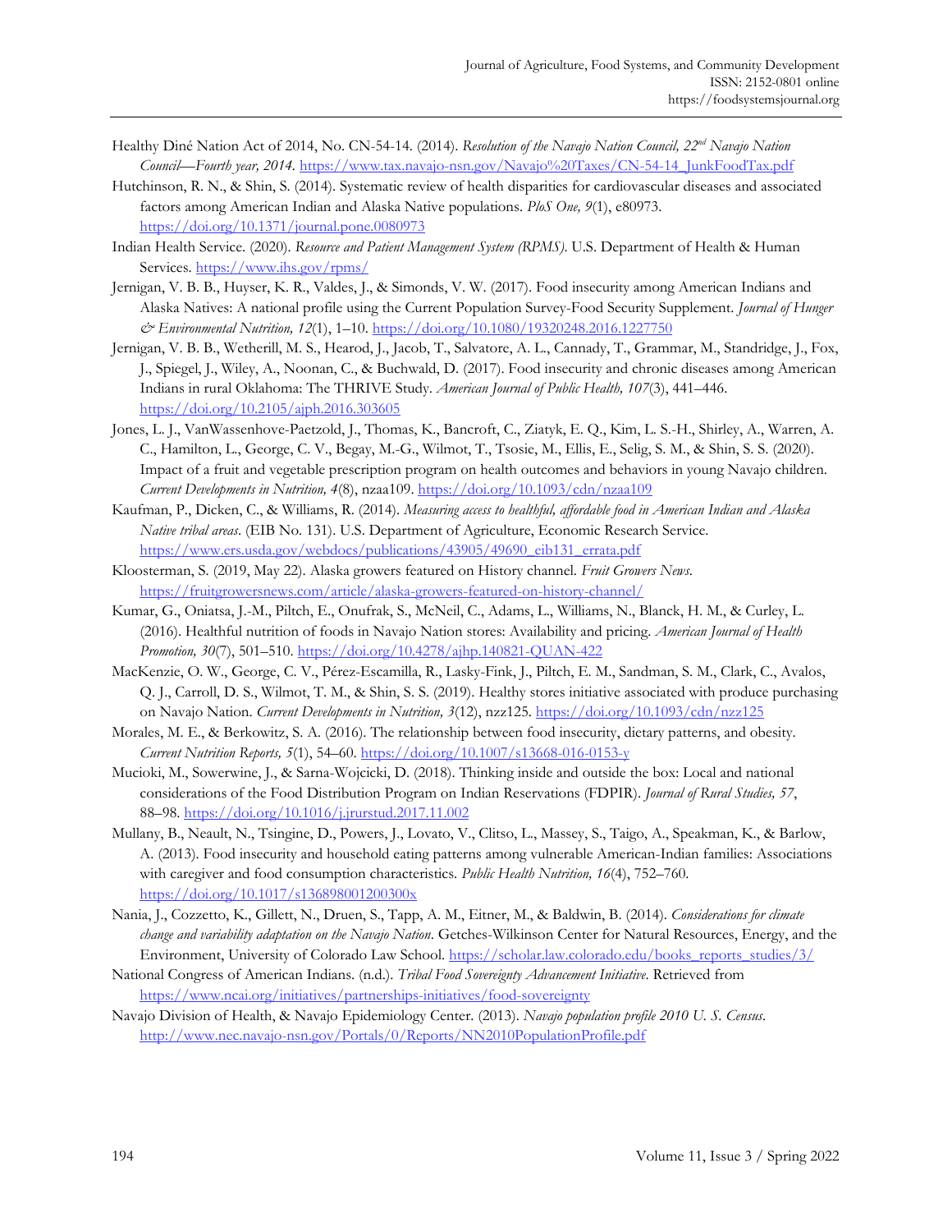Healthy Diné Nation Act of 2014, No. CN-54-14. (2014). *Resolution of the Navajo Nation Council, 22nd Navajo Nation Council—Fourth year, 2014*. https://www.tax.navajo-nsn.gov/Navajo%20Taxes/CN-54-14_JunkFoodTax.pdf

Hutchinson, R. N., & Shin, S. (2014). Systematic review of health disparities for cardiovascular diseases and associated factors among American Indian and Alaska Native populations. *PloS One, 9*(1), e80973. https://doi.org/10.1371/journal.pone.0080973

Indian Health Service. (2020). *Resource and Patient Management System (RPMS)*. U.S. Department of Health & Human Services. https://www.ihs.gov/rpms/

Jernigan, V. B. B., Huyser, K. R., Valdes, J., & Simonds, V. W. (2017). Food insecurity among American Indians and Alaska Natives: A national profile using the Current Population Survey-Food Security Supplement. *Journal of Hunger & Environmental Nutrition, 12*(1), 1–10. https://doi.org/10.1080/19320248.2016.1227750

Jernigan, V. B. B., Wetherill, M. S., Hearod, J., Jacob, T., Salvatore, A. L., Cannady, T., Grammar, M., Standridge, J., Fox, J., Spiegel, J., Wiley, A., Noonan, C., & Buchwald, D. (2017). Food insecurity and chronic diseases among American Indians in rural Oklahoma: The THRIVE Study. *American Journal of Public Health, 107*(3), 441–446. https://doi.org/10.2105/ajph.2016.303605

Jones, L. J., VanWassenhove-Paetzold, J., Thomas, K., Bancroft, C., Ziatyk, E. Q., Kim, L. S.-H., Shirley, A., Warren, A. C., Hamilton, L., George, C. V., Begay, M.-G., Wilmot, T., Tsosie, M., Ellis, E., Selig, S. M., & Shin, S. S. (2020). Impact of a fruit and vegetable prescription program on health outcomes and behaviors in young Navajo children. *Current Developments in Nutrition, 4*(8), nzaa109. https://doi.org/10.1093/cdn/nzaa109

Kaufman, P., Dicken, C., & Williams, R. (2014). *Measuring access to healthful, affordable food in American Indian and Alaska Native tribal areas*. (EIB No. 131). U.S. Department of Agriculture, Economic Research Service. https://www.ers.usda.gov/webdocs/publications/43905/49690_eib131_errata.pdf

Kloosterman, S. (2019, May 22). Alaska growers featured on History channel. *Fruit Growers News*. https://fruitgrowersnews.com/article/alaska-growers-featured-on-history-channel/

Kumar, G., Oniatsa, J.-M., Piltch, E., Onufrak, S., McNeil, C., Adams, L., Williams, N., Blanck, H. M., & Curley, L. (2016). Healthful nutrition of foods in Navajo Nation stores: Availability and pricing. *American Journal of Health Promotion, 30*(7), 501–510. https://doi.org/10.4278/ajhp.140821-QUAN-422

MacKenzie, O. W., George, C. V., Pérez-Escamilla, R., Lasky-Fink, J., Piltch, E. M., Sandman, S. M., Clark, C., Avalos, Q. J., Carroll, D. S., Wilmot, T. M., & Shin, S. S. (2019). Healthy stores initiative associated with produce purchasing on Navajo Nation. *Current Developments in Nutrition, 3*(12), nzz125. https://doi.org/10.1093/cdn/nzz125

Morales, M. E., & Berkowitz, S. A. (2016). The relationship between food insecurity, dietary patterns, and obesity. *Current Nutrition Reports, 5*(1), 54–60. https://doi.org/10.1007/s13668-016-0153-y

Mucioki, M., Sowerwine, J., & Sarna-Wojcicki, D. (2018). Thinking inside and outside the box: Local and national considerations of the Food Distribution Program on Indian Reservations (FDPIR). *Journal of Rural Studies, 57*, 88–98. https://doi.org/10.1016/j.jrurstud.2017.11.002

Mullany, B., Neault, N., Tsingine, D., Powers, J., Lovato, V., Clitso, L., Massey, S., Taigo, A., Speakman, K., & Barlow, A. (2013). Food insecurity and household eating patterns among vulnerable American-Indian families: Associations with caregiver and food consumption characteristics. *Public Health Nutrition, 16*(4), 752–760. https://doi.org/10.1017/s136898001200300x

Nania, J., Cozzetto, K., Gillett, N., Druen, S., Tapp, A. M., Eitner, M., & Baldwin, B. (2014). *Considerations for climate change and variability adaptation on the Navajo Nation*. Getches-Wilkinson Center for Natural Resources, Energy, and the Environment, University of Colorado Law School. https://scholar.law.colorado.edu/books_reports_studies/3/

National Congress of American Indians. (n.d.). *Tribal Food Sovereignty Advancement Initiative*. Retrieved from https://www.ncai.org/initiatives/partnerships-initiatives/food-sovereignty

Navajo Division of Health, & Navajo Epidemiology Center. (2013). *Navajo population profile 2010 U. S. Census*. http://www.nec.navajo-nsn.gov/Portals/0/Reports/NN2010PopulationProfile.pdf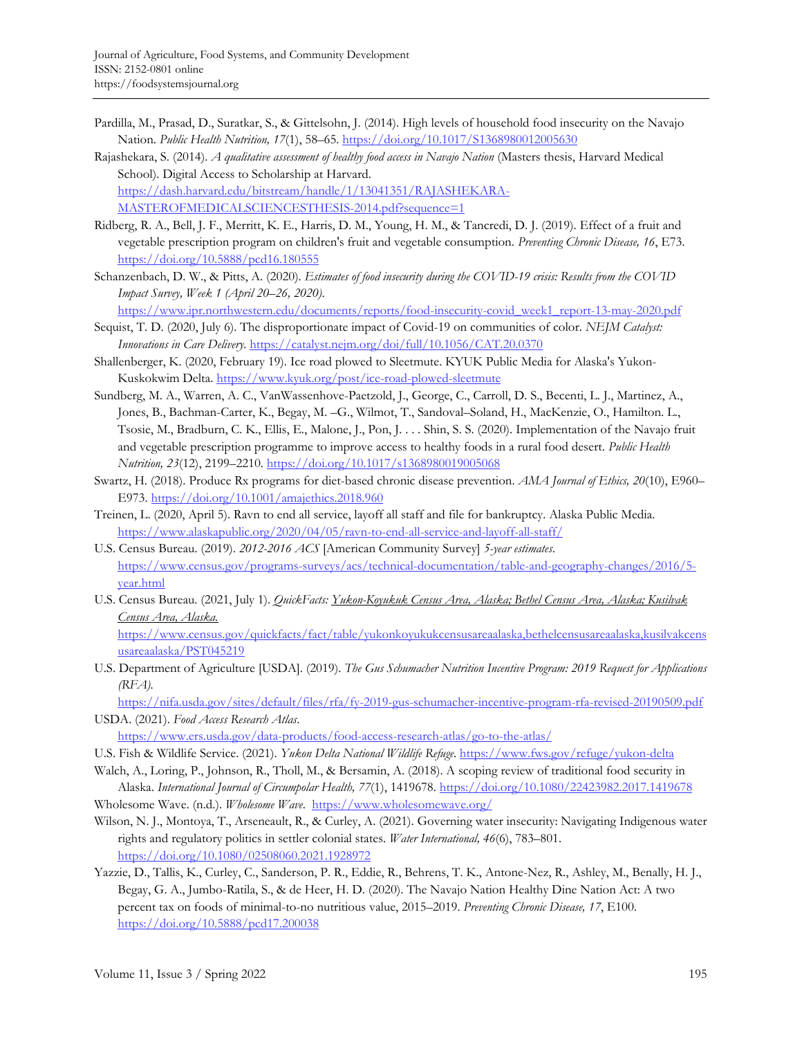Pardilla, M., Prasad, D., Suratkar, S., & Gittelsohn, J. (2014). High levels of household food insecurity on the Navajo Nation. *Public Health Nutrition, 17*(1), 58–65. https://doi.org/10.1017/S1368980012005630

Rajashekara, S. (2014). *A qualitative assessment of healthy food access in Navajo Nation* (Masters thesis, Harvard Medical School). Digital Access to Scholarship at Harvard. https://dash.harvard.edu/bitstream/handle/1/13041351/RAJASHEKARA-MASTEROFMEDICALSCIENCESTHESIS-2014.pdf?sequence=1

Ridberg, R. A., Bell, J. F., Merritt, K. E., Harris, D. M., Young, H. M., & Tancredi, D. J. (2019). Effect of a fruit and vegetable prescription program on children's fruit and vegetable consumption. *Preventing Chronic Disease, 16*, E73. https://doi.org/10.5888/pcd16.180555

Schanzenbach, D. W., & Pitts, A. (2020). *Estimates of food insecurity during the COVID-19 crisis: Results from the COVID Impact Survey, Week 1 (April 20–26, 2020).* https://www.ipr.northwestern.edu/documents/reports/food-insecurity-covid_week1_report-13-may-2020.pdf

Sequist, T. D. (2020, July 6). The disproportionate impact of Covid-19 on communities of color. *NEJM Catalyst: Innovations in Care Delivery.* https://catalyst.nejm.org/doi/full/10.1056/CAT.20.0370

Shallenberger, K. (2020, February 19). Ice road plowed to Sleetmute. KYUK Public Media for Alaska's Yukon-Kuskokwim Delta. https://www.kyuk.org/post/ice-road-plowed-sleetmute

Sundberg, M. A., Warren, A. C., VanWassenhove-Paetzold, J., George, C., Carroll, D. S., Becenti, L. J., Martinez, A., Jones, B., Bachman-Carter, K., Begay, M. –G., Wilmot, T., Sandoval–Soland, H., MacKenzie, O., Hamilton. L., Tsosie, M., Bradburn, C. K., Ellis, E., Malone, J., Pon, J. . . . Shin, S. S. (2020). Implementation of the Navajo fruit and vegetable prescription programme to improve access to healthy foods in a rural food desert. *Public Health Nutrition, 23*(12), 2199–2210. https://doi.org/10.1017/s1368980019005068

Swartz, H. (2018). Produce Rx programs for diet-based chronic disease prevention. *AMA Journal of Ethics, 20*(10), E960–E973. https://doi.org/10.1001/amajethics.2018.960

Treinen, L. (2020, April 5). Ravn to end all service, layoff all staff and file for bankruptcy. Alaska Public Media. https://www.alaskapublic.org/2020/04/05/ravn-to-end-all-service-and-layoff-all-staff/

U.S. Census Bureau. (2019). *2012-2016 ACS* [American Community Survey] *5-year estimates.* https://www.census.gov/programs-surveys/acs/technical-documentation/table-and-geography-changes/2016/5-year.html

U.S. Census Bureau. (2021, July 1). *QuickFacts: Yukon-Koyukuk Census Area, Alaska; Bethel Census Area, Alaska; Kusilvak Census Area, Alaska.* https://www.census.gov/quickfacts/fact/table/yukonkoyukukcensusareaalaska,bethelcensusareaalaska,kusilvakcensusareaalaska/PST045219

U.S. Department of Agriculture [USDA]. (2019). *The Gus Schumacher Nutrition Incentive Program: 2019 Request for Applications (RFA).* https://nifa.usda.gov/sites/default/files/rfa/fy-2019-gus-schumacher-incentive-program-rfa-revised-20190509.pdf

USDA. (2021). *Food Access Research Atlas.* https://www.ers.usda.gov/data-products/food-access-research-atlas/go-to-the-atlas/

U.S. Fish & Wildlife Service. (2021). *Yukon Delta National Wildlife Refuge.* https://www.fws.gov/refuge/yukon-delta

Walch, A., Loring, P., Johnson, R., Tholl, M., & Bersamin, A. (2018). A scoping review of traditional food security in Alaska. *International Journal of Circumpolar Health, 77*(1), 1419678. https://doi.org/10.1080/22423982.2017.1419678

Wholesome Wave. (n.d.). *Wholesome Wave.* https://www.wholesomewave.org/

Wilson, N. J., Montoya, T., Arseneault, R., & Curley, A. (2021). Governing water insecurity: Navigating Indigenous water rights and regulatory politics in settler colonial states. *Water International, 46*(6), 783–801. https://doi.org/10.1080/02508060.2021.1928972

Yazzie, D., Tallis, K., Curley, C., Sanderson, P. R., Eddie, R., Behrens, T. K., Antone-Nez, R., Ashley, M., Benally, H. J., Begay, G. A., Jumbo-Ratila, S., & de Heer, H. D. (2020). The Navajo Nation Healthy Diné Nation Act: A two percent tax on foods of minimal-to-no nutritious value, 2015–2019. *Preventing Chronic Disease, 17*, E100. https://doi.org/10.5888/pcd17.200038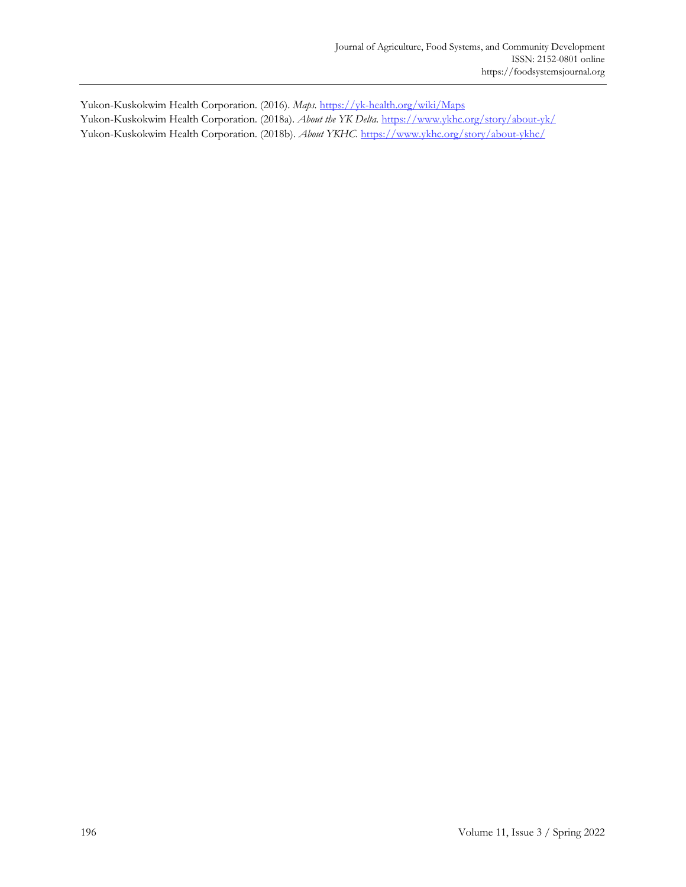Yukon-Kuskokwim Health Corporation. (2016). *Maps.* https://yk-health.org/wiki/Maps

Yukon-Kuskokwim Health Corporation. (2018a). *About the YK Delta.* https://www.ykhc.org/story/about-yk/

Yukon-Kuskokwim Health Corporation. (2018b). *About YKHC.* https://www.ykhc.org/story/about-ykhc/